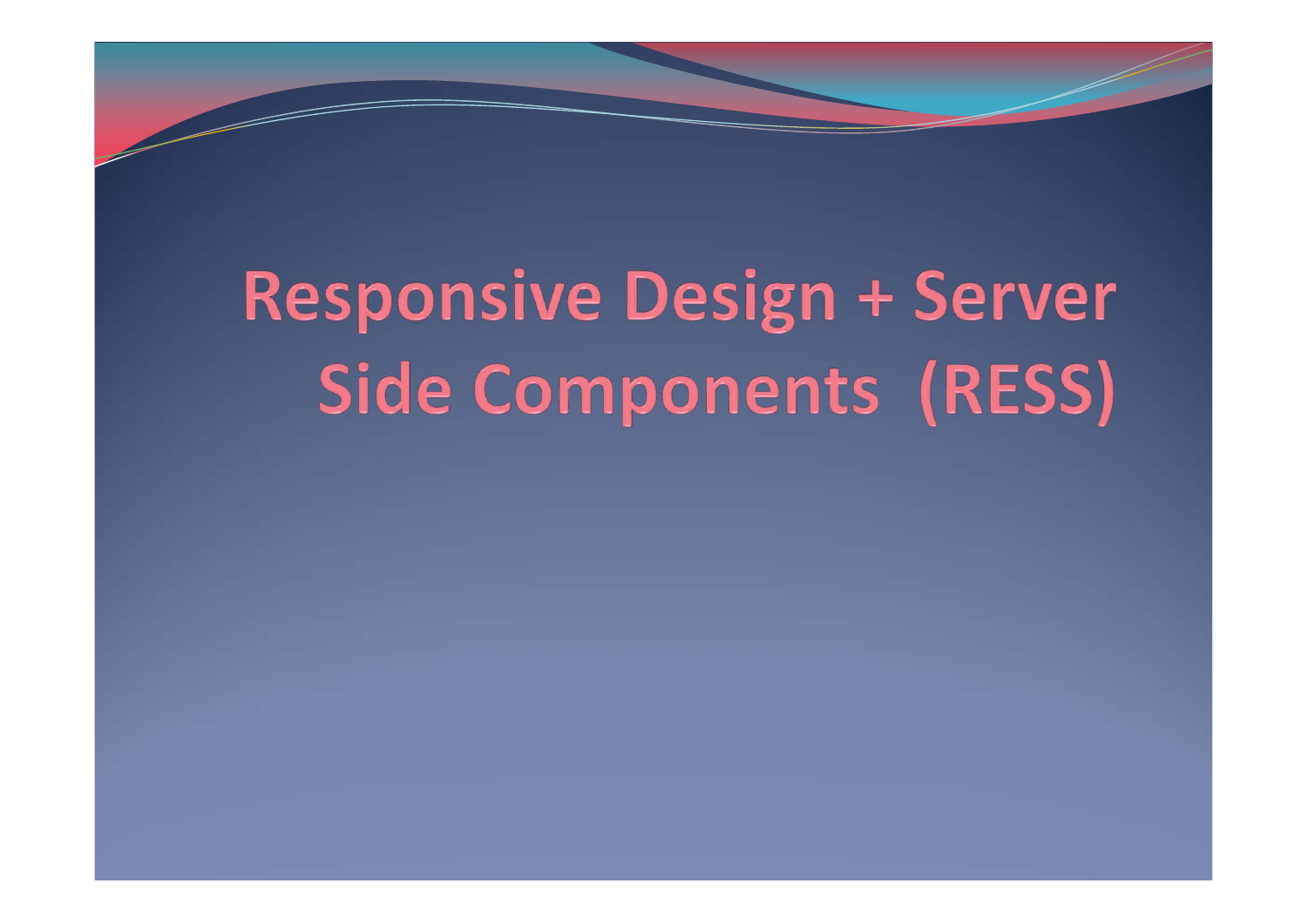# Responsive Design + Server Side Components (RESS)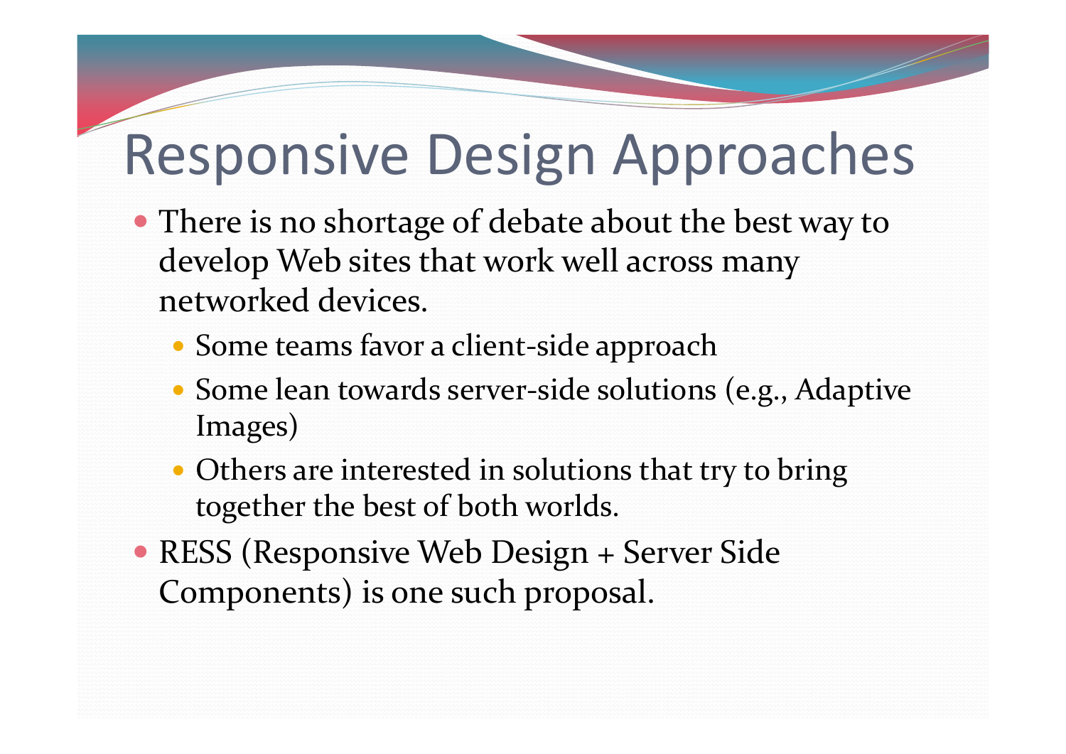# Responsive Design Approaches

- There is no shortage of debate about the best way to develop Web sites that work well across many networked devices.
  - Some teams favor a client-side approach
  - Some lean towards server-side solutions (e.g., Adaptive Images)
  - Others are interested in solutions that try to bring together the best of both worlds.
- RESS (Responsive Web Design + Server Side Components) is one such proposal.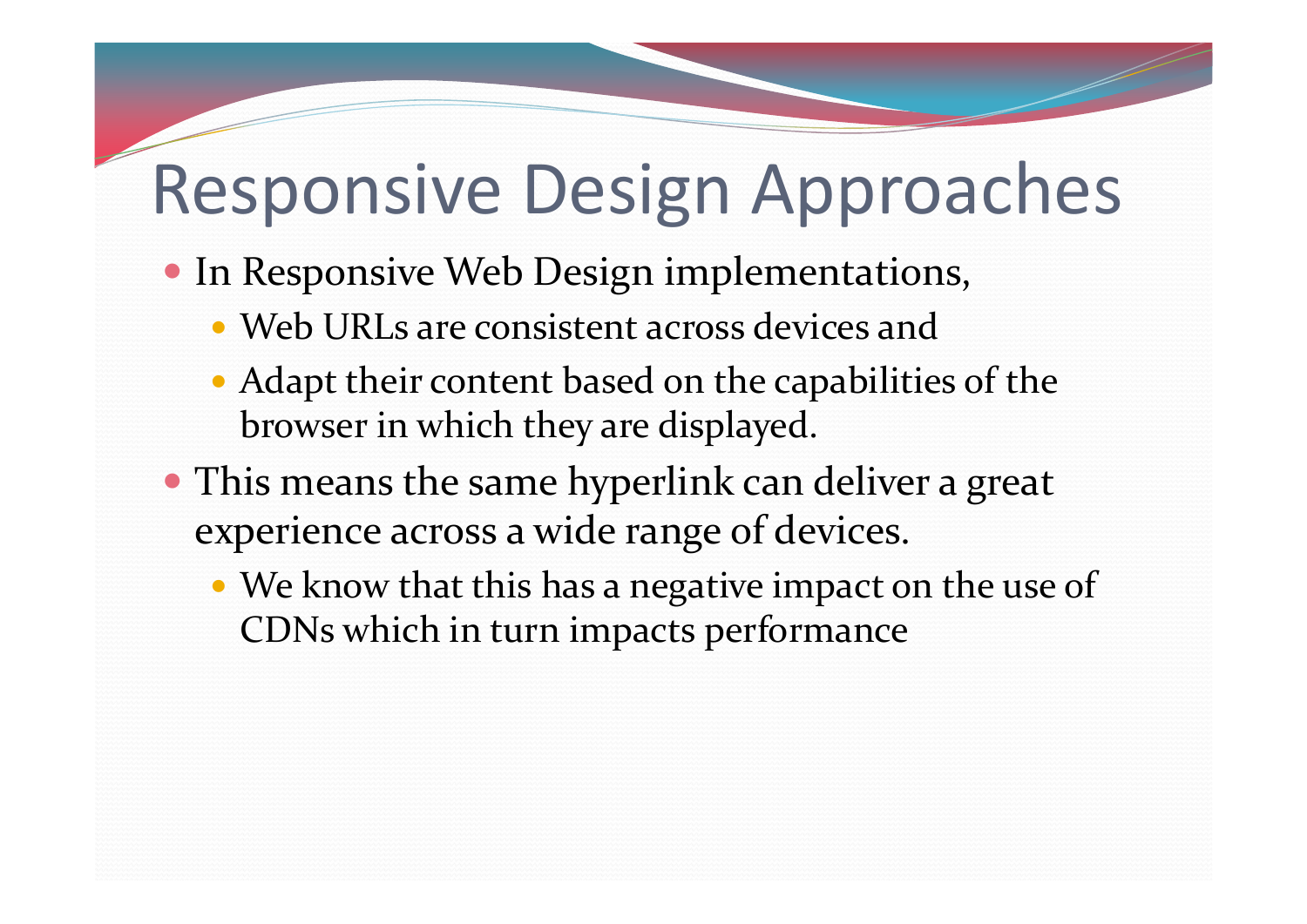# Responsive Design Approaches

- In Responsive Web Design implementations,
  - Web URLs are consistent across devices and
  - Adapt their content based on the capabilities of the browser in which they are displayed.
- This means the same hyperlink can deliver a great experience across a wide range of devices.
  - We know that this has a negative impact on the use of CDNs which in turn impacts performance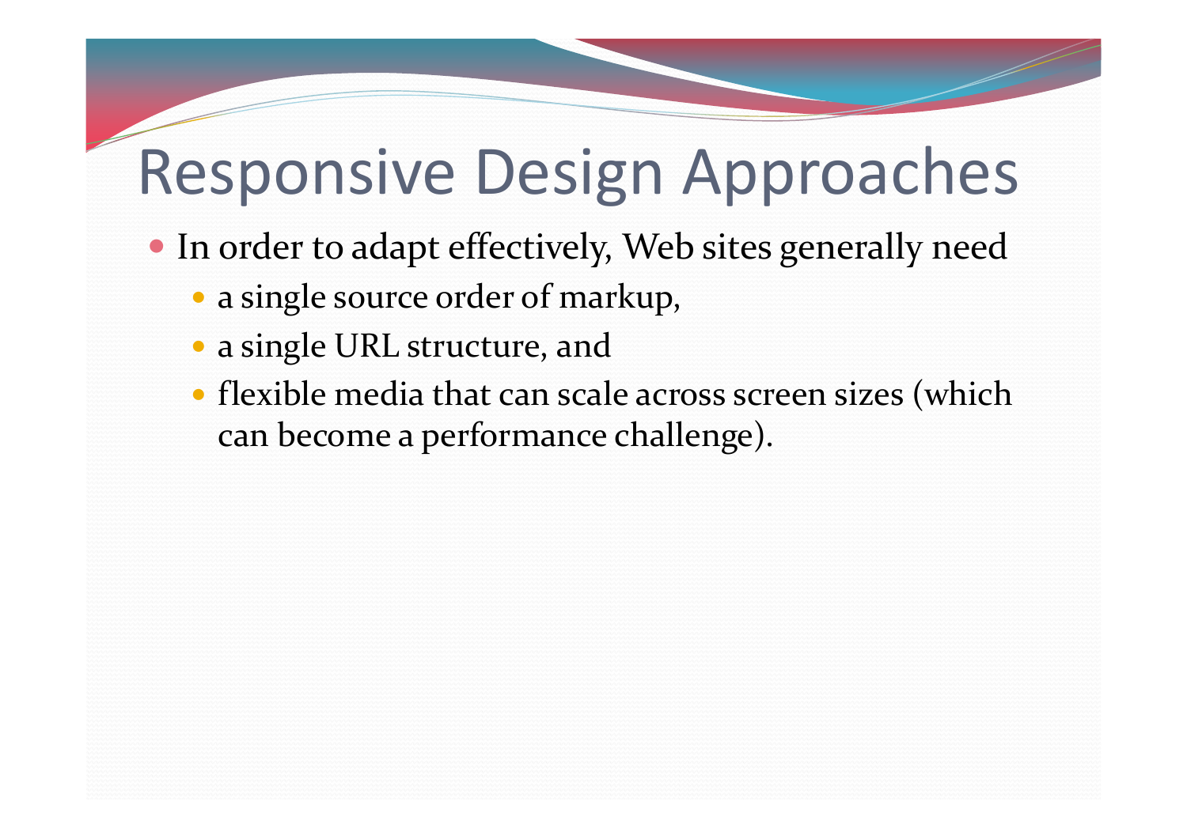# Responsive Design Approaches

- In order to adapt effectively, Web sites generally need
  - a single source order of markup,
  - a single URL structure, and
  - flexible media that can scale across screen sizes (which can become a performance challenge).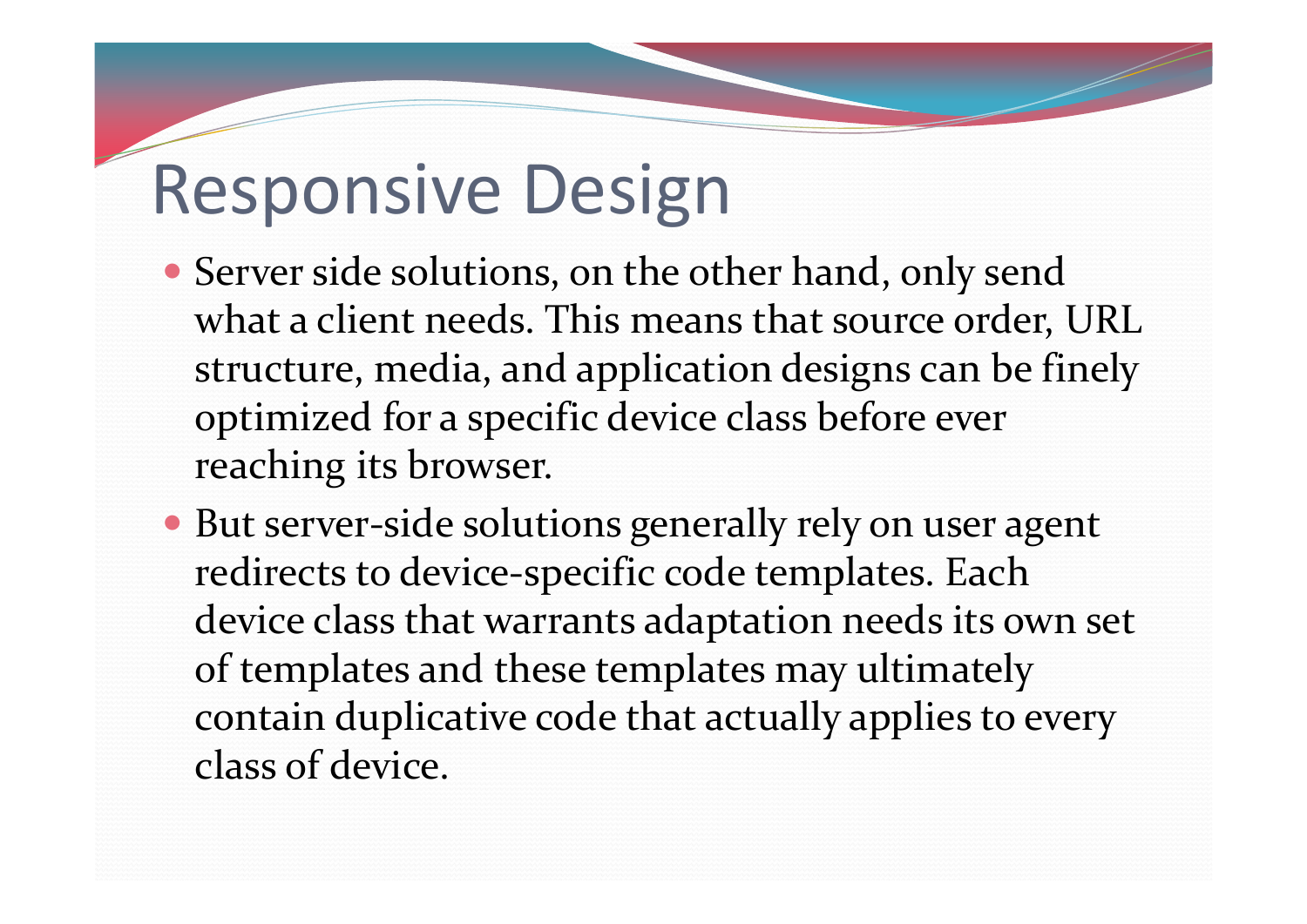# Responsive Design

- Server side solutions, on the other hand, only send what a client needs. This means that source order, URL structure, media, and application designs can be finely optimized for a specific device class before ever reaching its browser.
- But server-side solutions generally rely on user agent redirects to device-specific code templates. Each device class that warrants adaptation needs its own set of templates and these templates may ultimately contain duplicative code that actually applies to every class of device.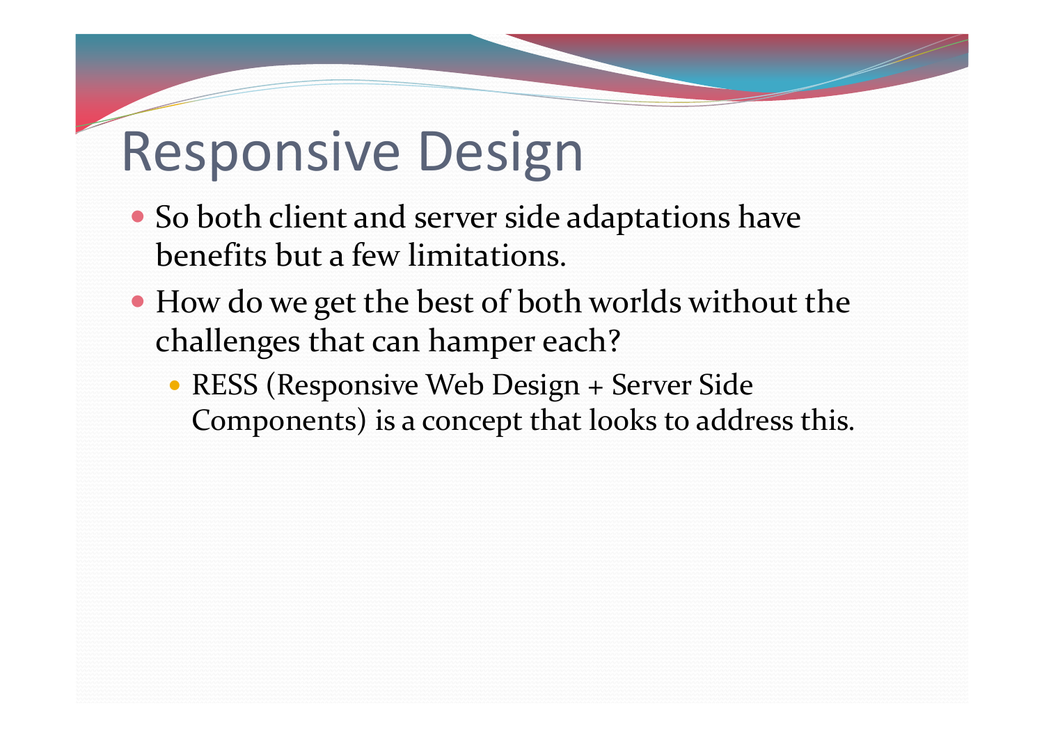# Responsive Design

- So both client and server side adaptations have benefits but a few limitations.
- How do we get the best of both worlds without the challenges that can hamper each?
  - RESS (Responsive Web Design + Server Side Components) is a concept that looks to address this.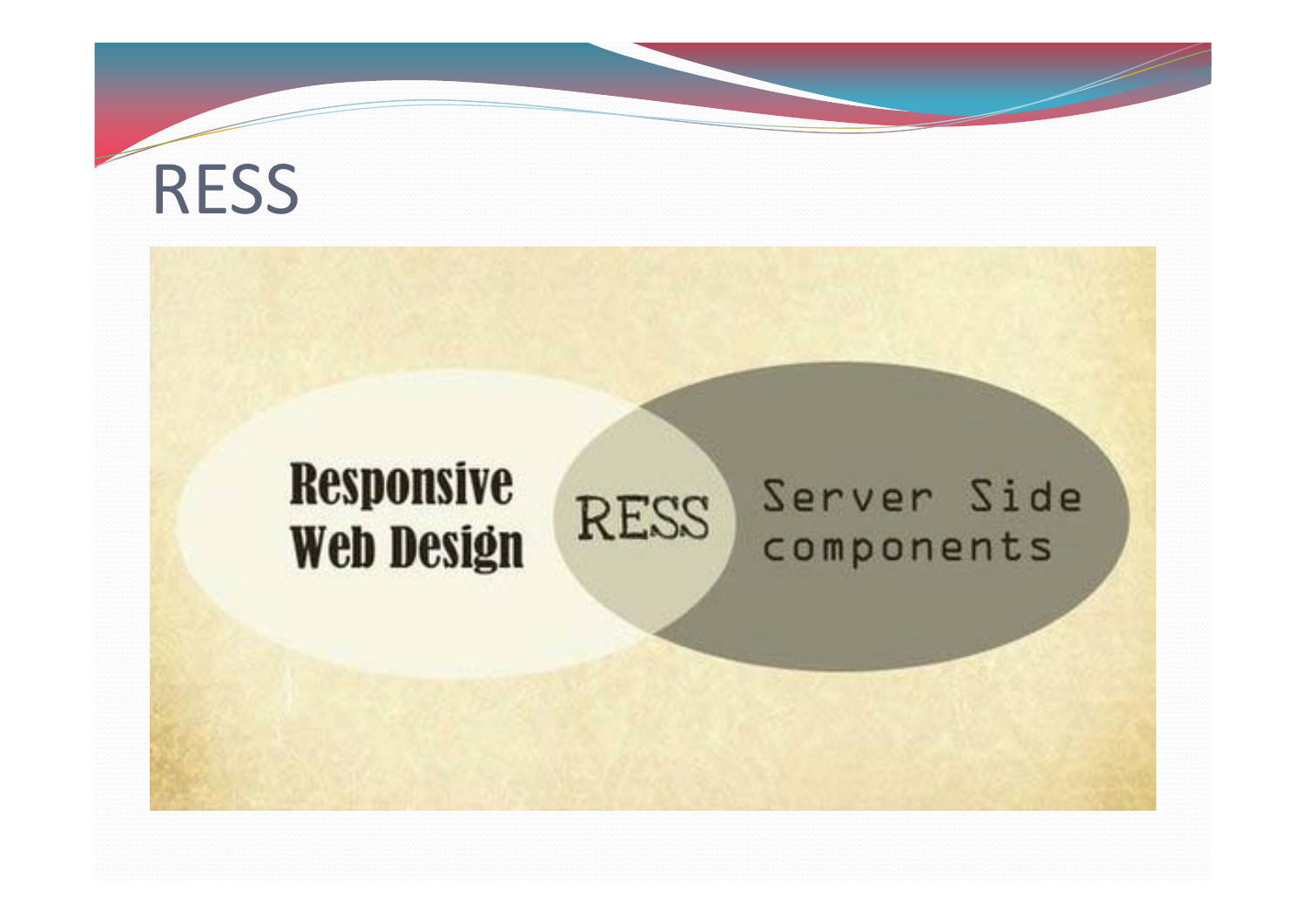# RESS

Responsive Web Design

RESS

Server Side components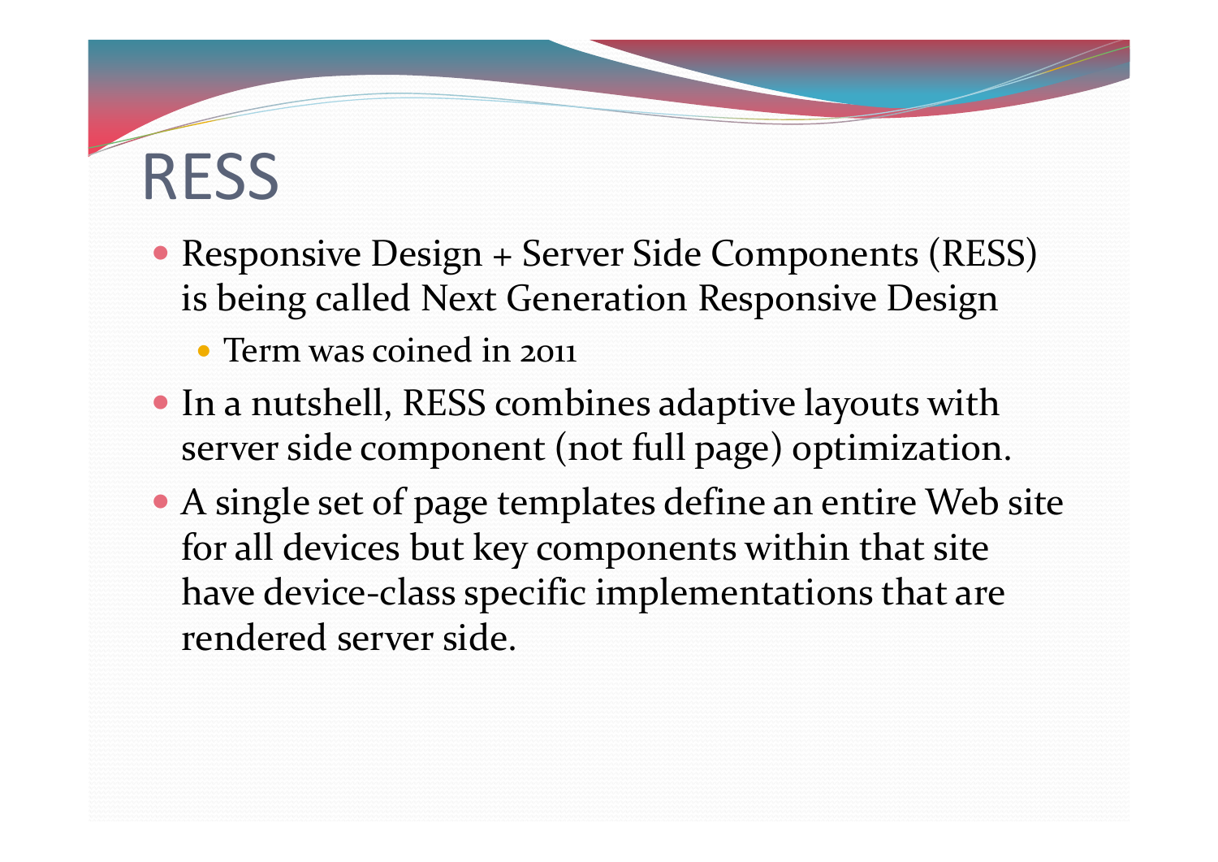# RESS

- Responsive Design + Server Side Components (RESS) is being called Next Generation Responsive Design
  - Term was coined in 2011
- In a nutshell, RESS combines adaptive layouts with server side component (not full page) optimization.
- A single set of page templates define an entire Web site for all devices but key components within that site have device-class specific implementations that are rendered server side.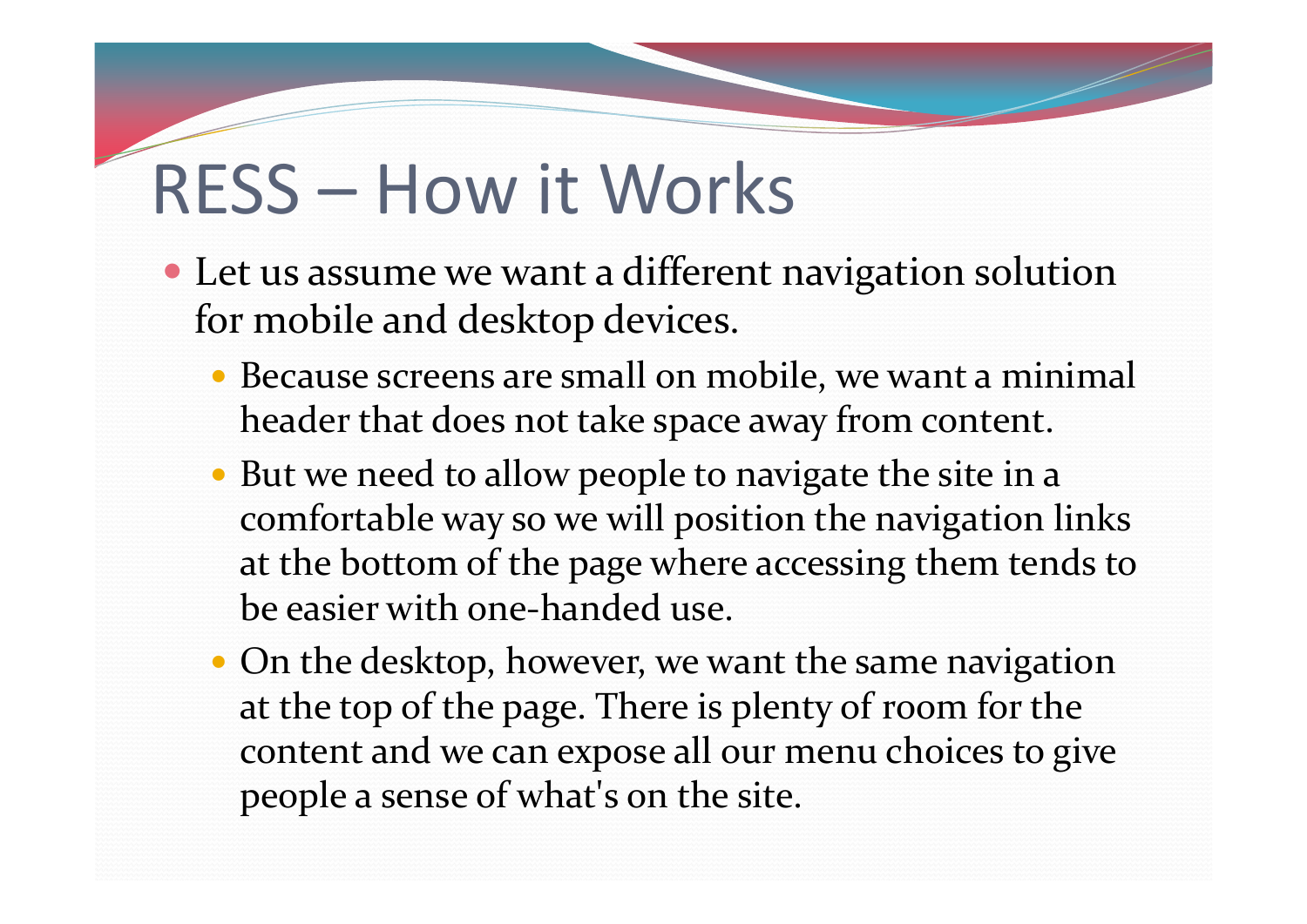# RESS – How it Works

- Let us assume we want a different navigation solution for mobile and desktop devices.
  - Because screens are small on mobile, we want a minimal header that does not take space away from content.
  - But we need to allow people to navigate the site in a comfortable way so we will position the navigation links at the bottom of the page where accessing them tends to be easier with one-handed use.
  - On the desktop, however, we want the same navigation at the top of the page. There is plenty of room for the content and we can expose all our menu choices to give people a sense of what's on the site.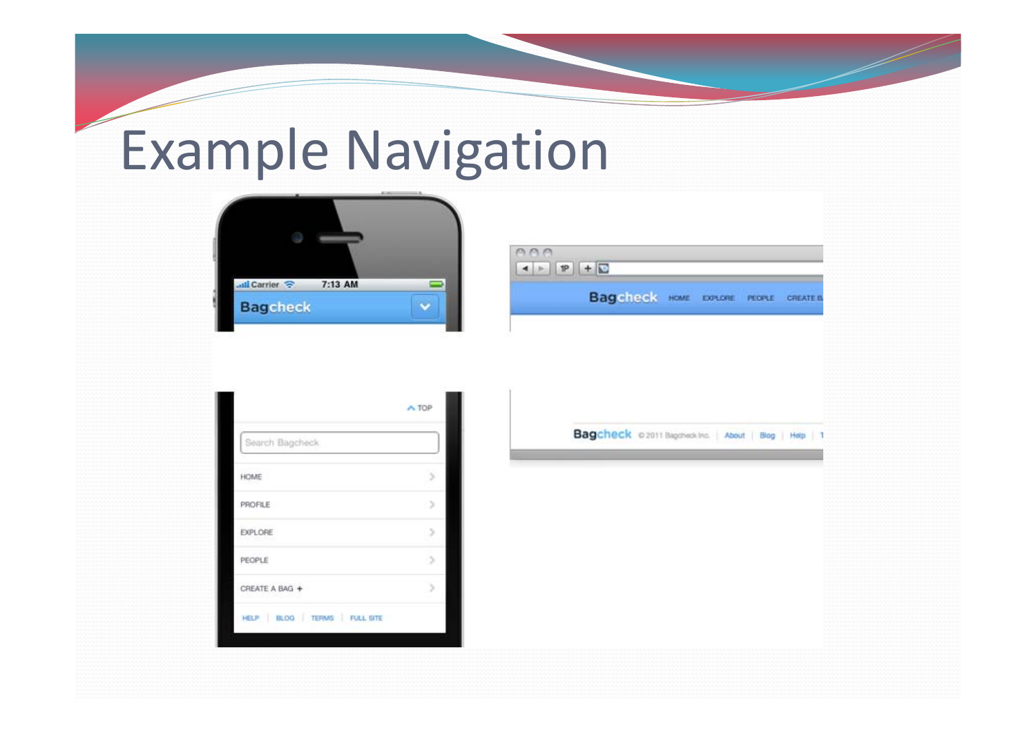# Example Navigation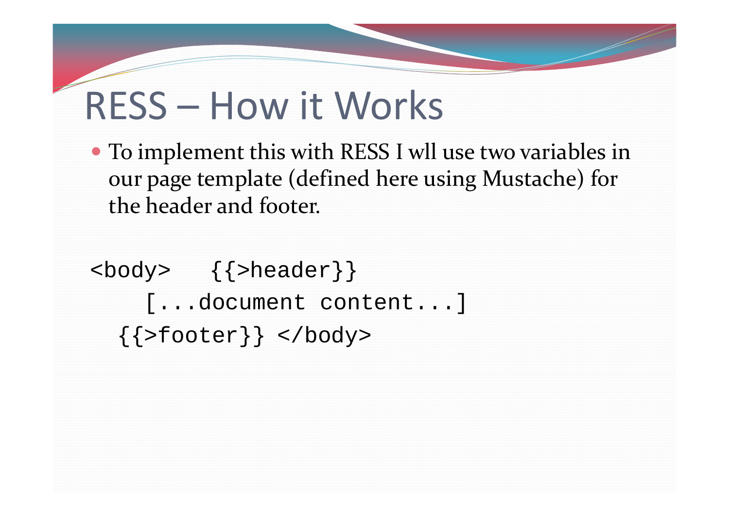# RESS – How it Works

- To implement this with RESS I wll use two variables in our page template (defined here using Mustache) for the header and footer.

```
<body>   {{>header}}
    [...document content...]
  {{>footer}} </body>
```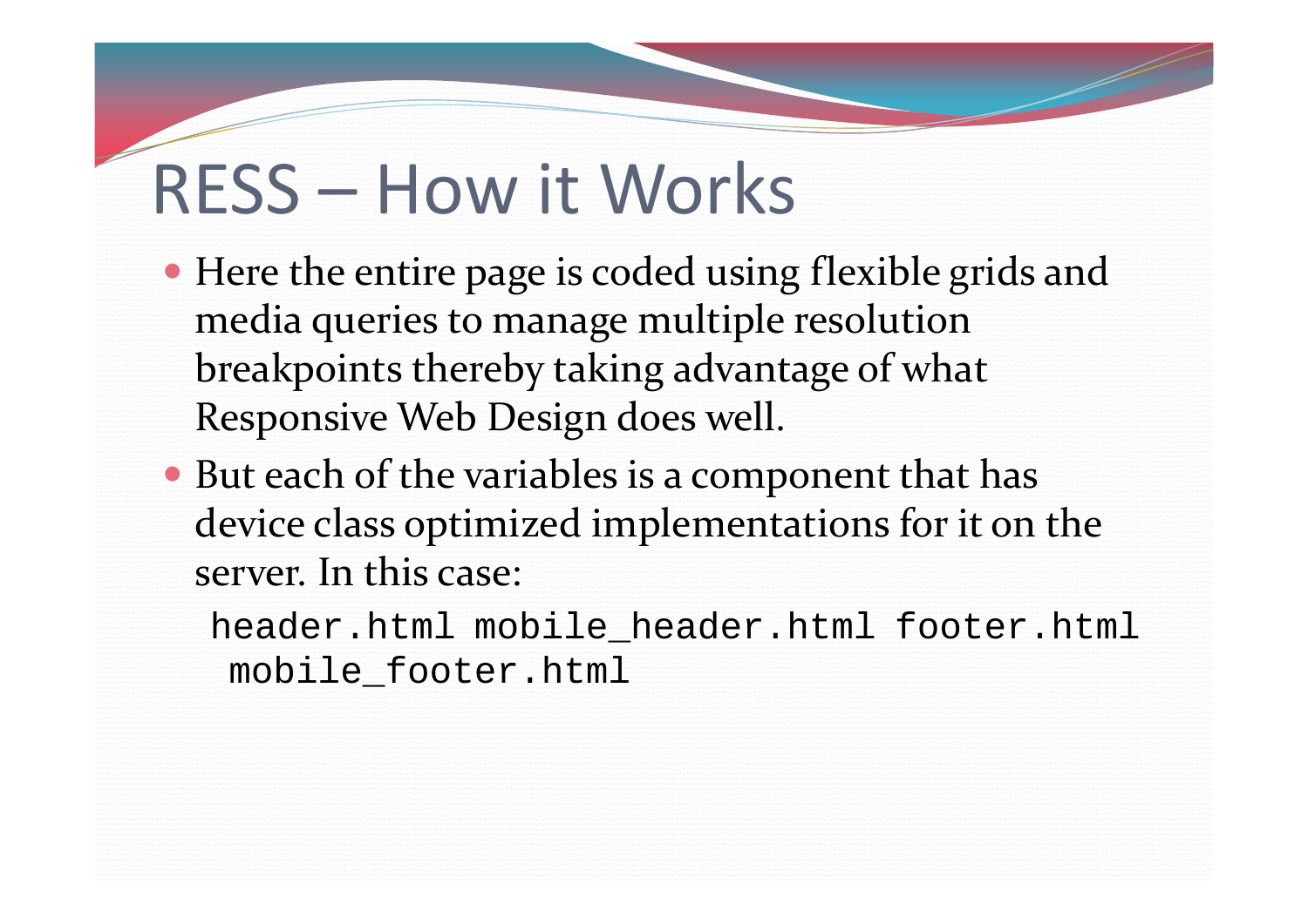# RESS – How it Works

- Here the entire page is coded using flexible grids and media queries to manage multiple resolution breakpoints thereby taking advantage of what Responsive Web Design does well.
- But each of the variables is a component that has device class optimized implementations for it on the server. In this case:

```
header.html mobile_header.html footer.html
 mobile_footer.html
```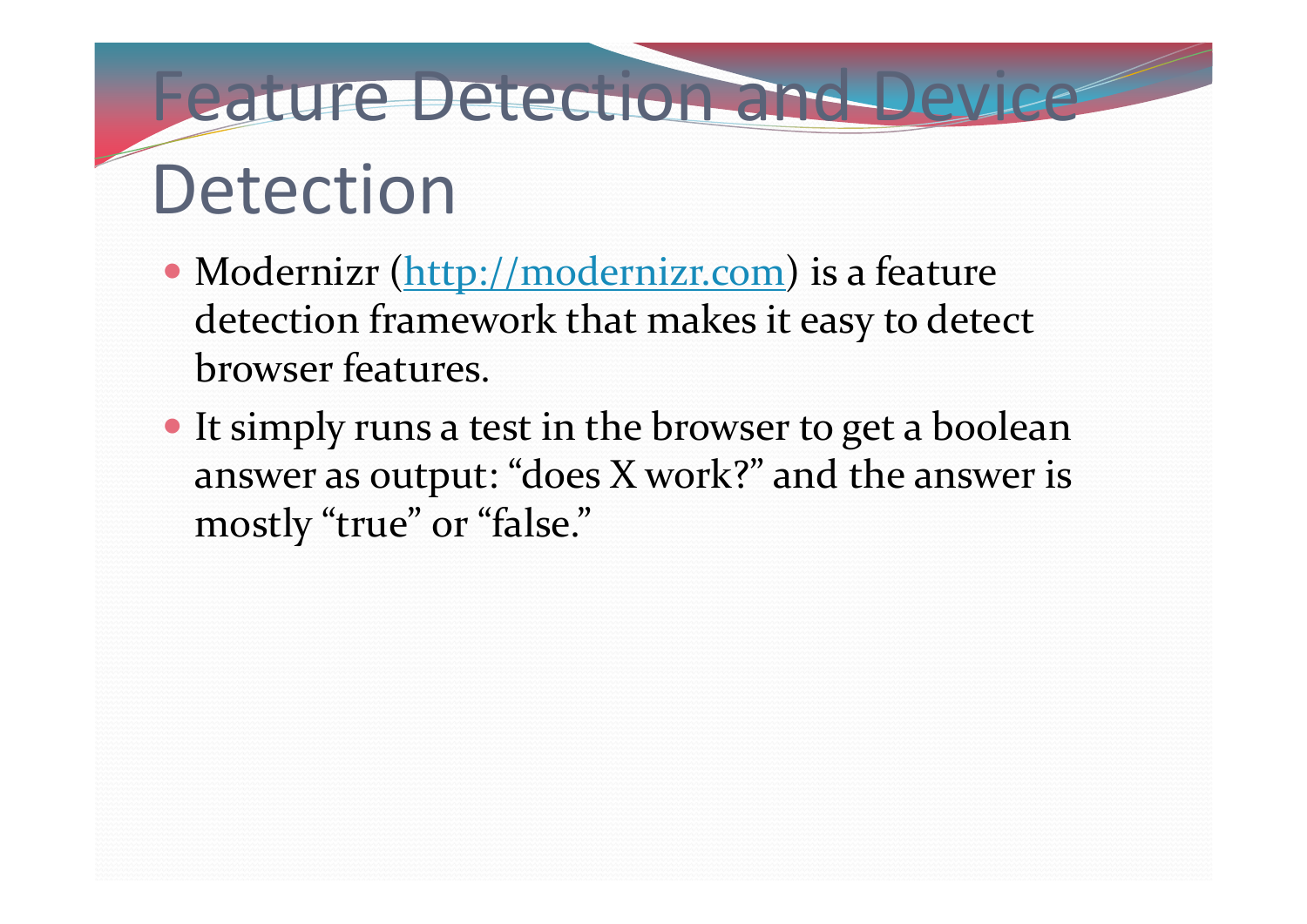# Feature Detection and Device Detection

- Modernizr (http://modernizr.com) is a feature detection framework that makes it easy to detect browser features.
- It simply runs a test in the browser to get a boolean answer as output: “does X work?” and the answer is mostly “true” or “false.”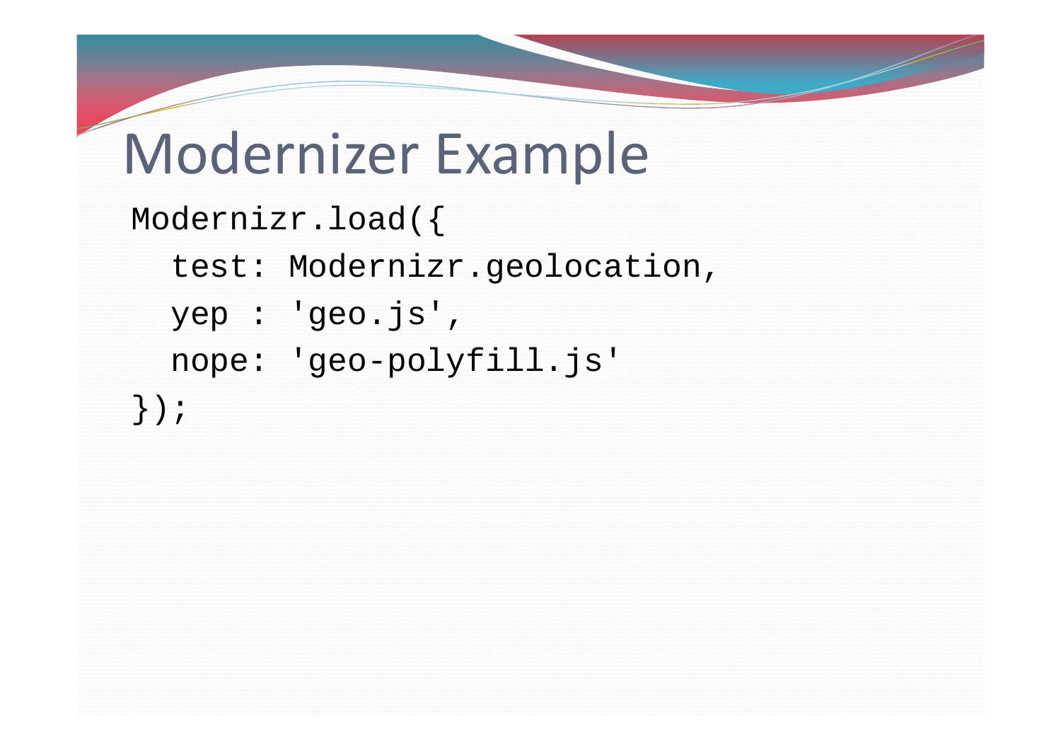# Modernizer Example

```
Modernizr.load({
  test: Modernizr.geolocation,
  yep : 'geo.js',
  nope: 'geo-polyfill.js'
});
```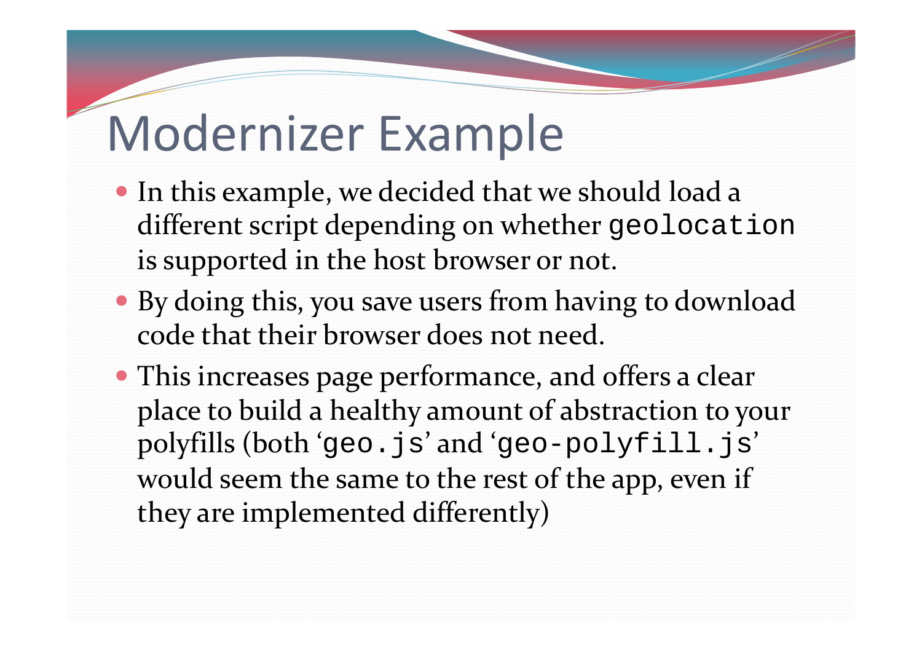# Modernizer Example

- In this example, we decided that we should load a different script depending on whether `geolocation` is supported in the host browser or not.
- By doing this, you save users from having to download code that their browser does not need.
- This increases page performance, and offers a clear place to build a healthy amount of abstraction to your polyfills (both ‘`geo.js`’ and ‘`geo-polyfill.js`’ would seem the same to the rest of the app, even if they are implemented differently)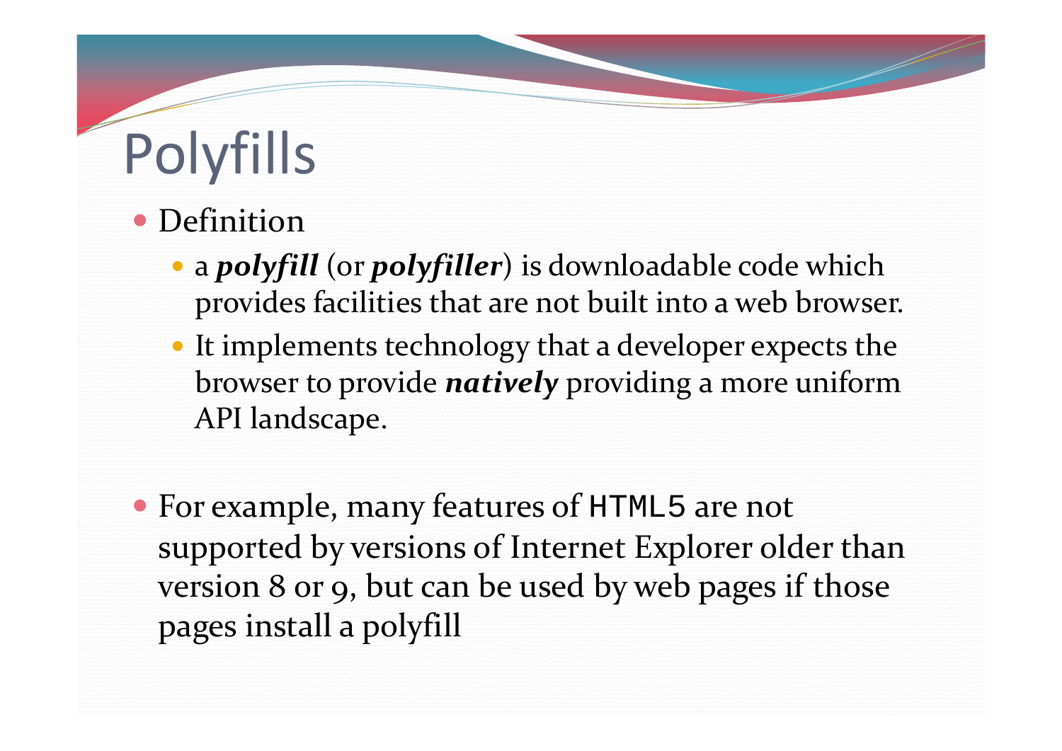# Polyfills

- Definition
  - a ***polyfill*** (or ***polyfiller***) is downloadable code which provides facilities that are not built into a web browser.
  - It implements technology that a developer expects the browser to provide ***natively*** providing a more uniform API landscape.

- For example, many features of `HTML5` are not supported by versions of Internet Explorer older than version 8 or 9, but can be used by web pages if those pages install a polyfill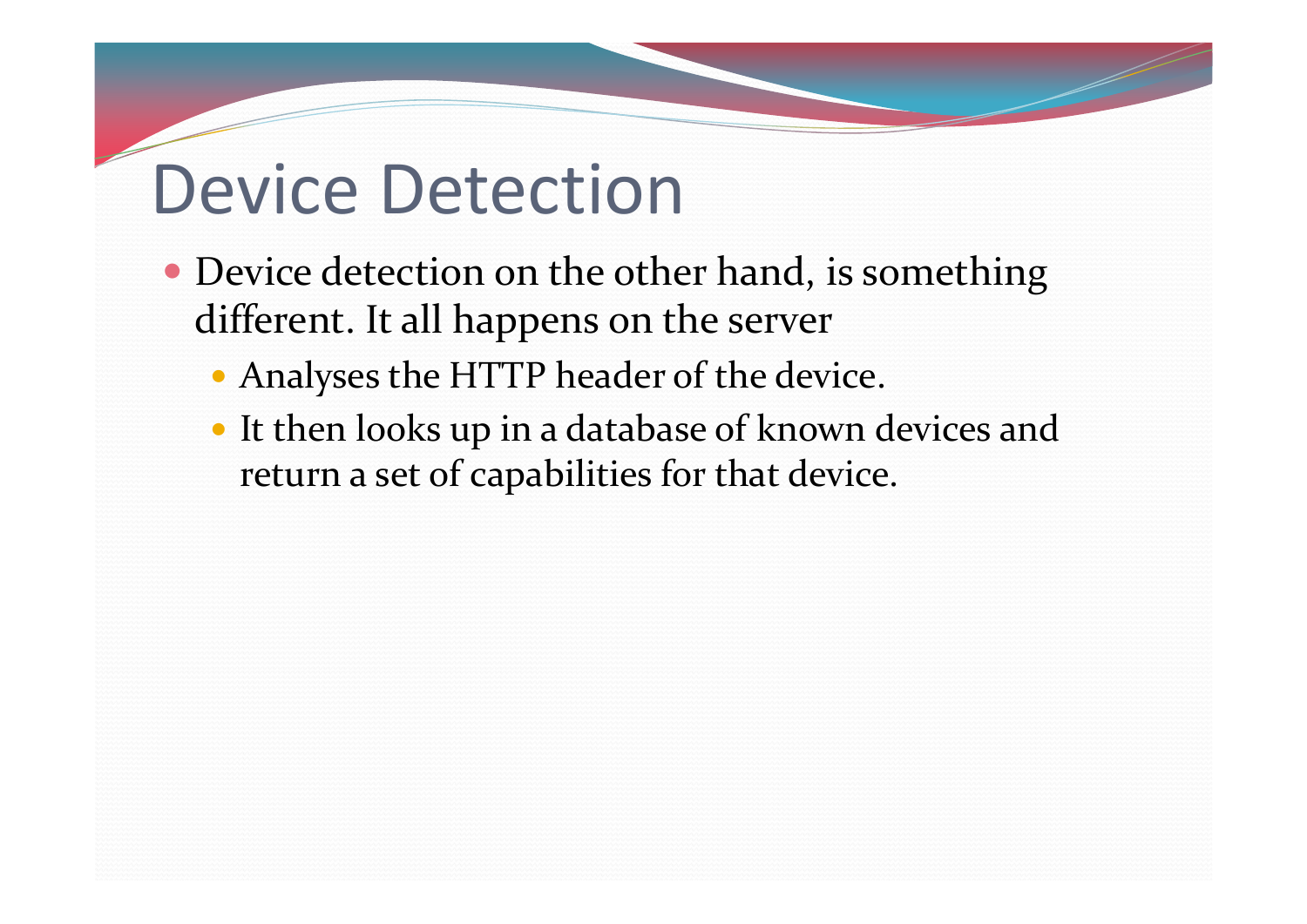# Device Detection

- Device detection on the other hand, is something different. It all happens on the server
  - Analyses the HTTP header of the device.
  - It then looks up in a database of known devices and return a set of capabilities for that device.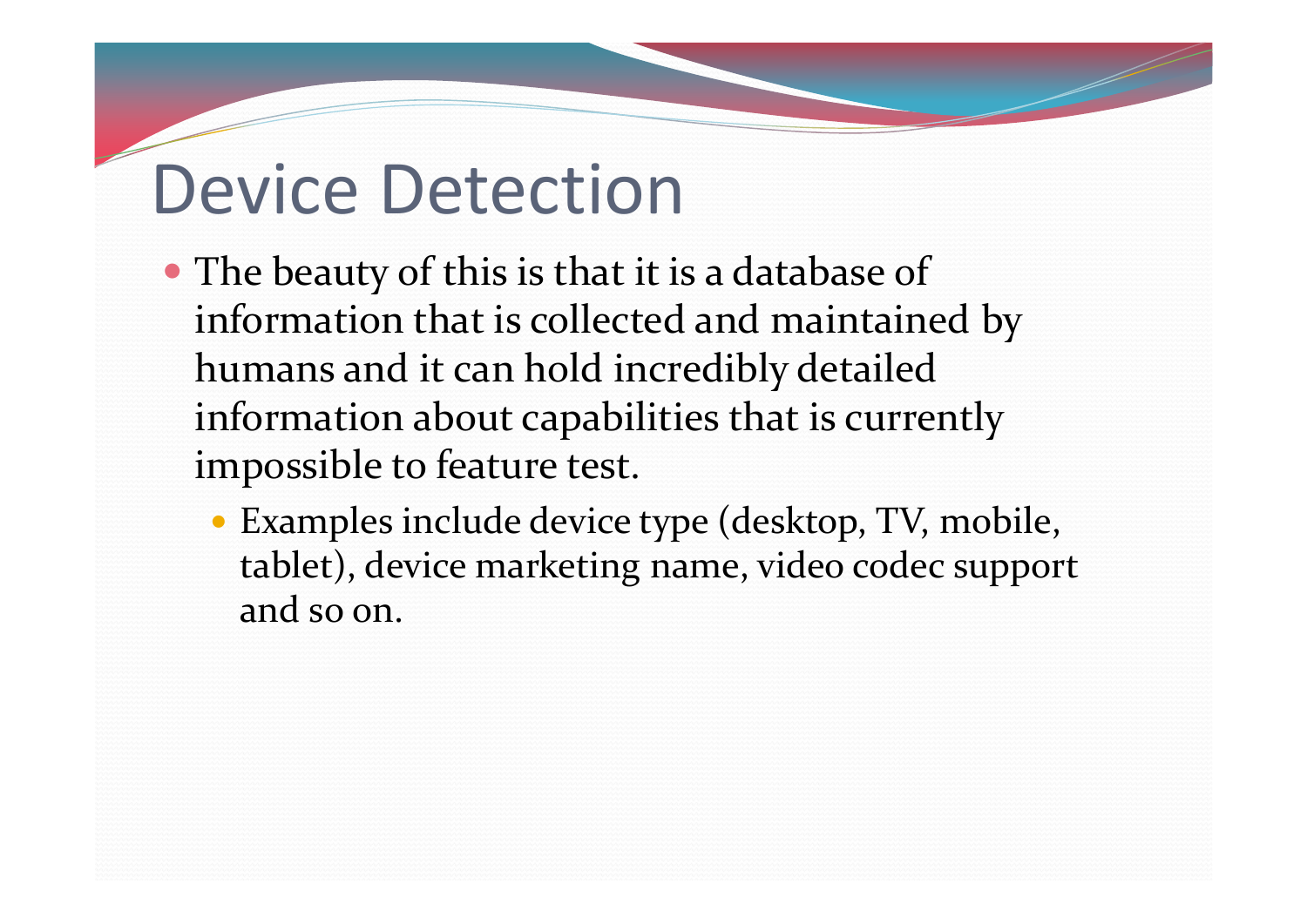# Device Detection

- The beauty of this is that it is a database of information that is collected and maintained by humans and it can hold incredibly detailed information about capabilities that is currently impossible to feature test.
  - Examples include device type (desktop, TV, mobile, tablet), device marketing name, video codec support and so on.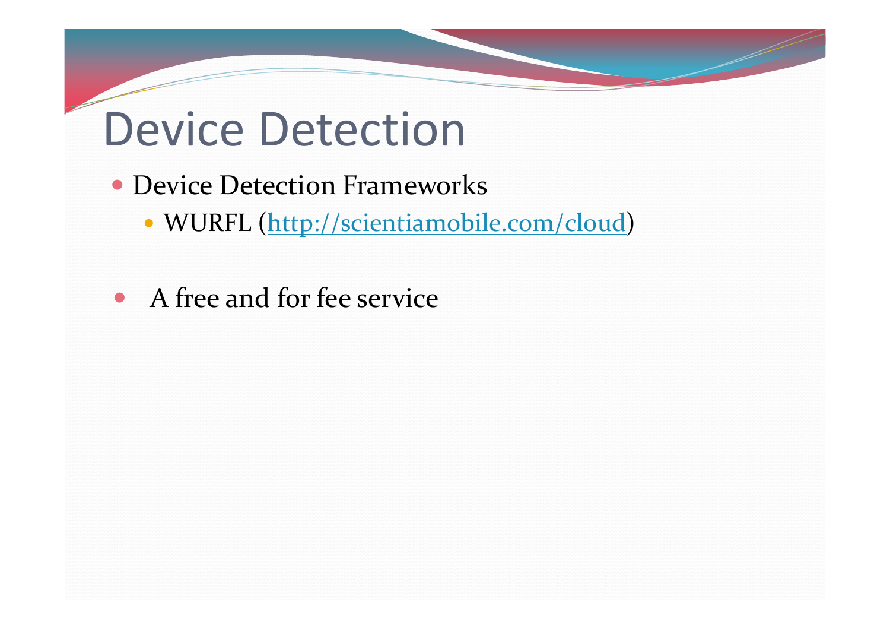# Device Detection

- Device Detection Frameworks
  - WURFL (http://scientiamobile.com/cloud)

- A free and for fee service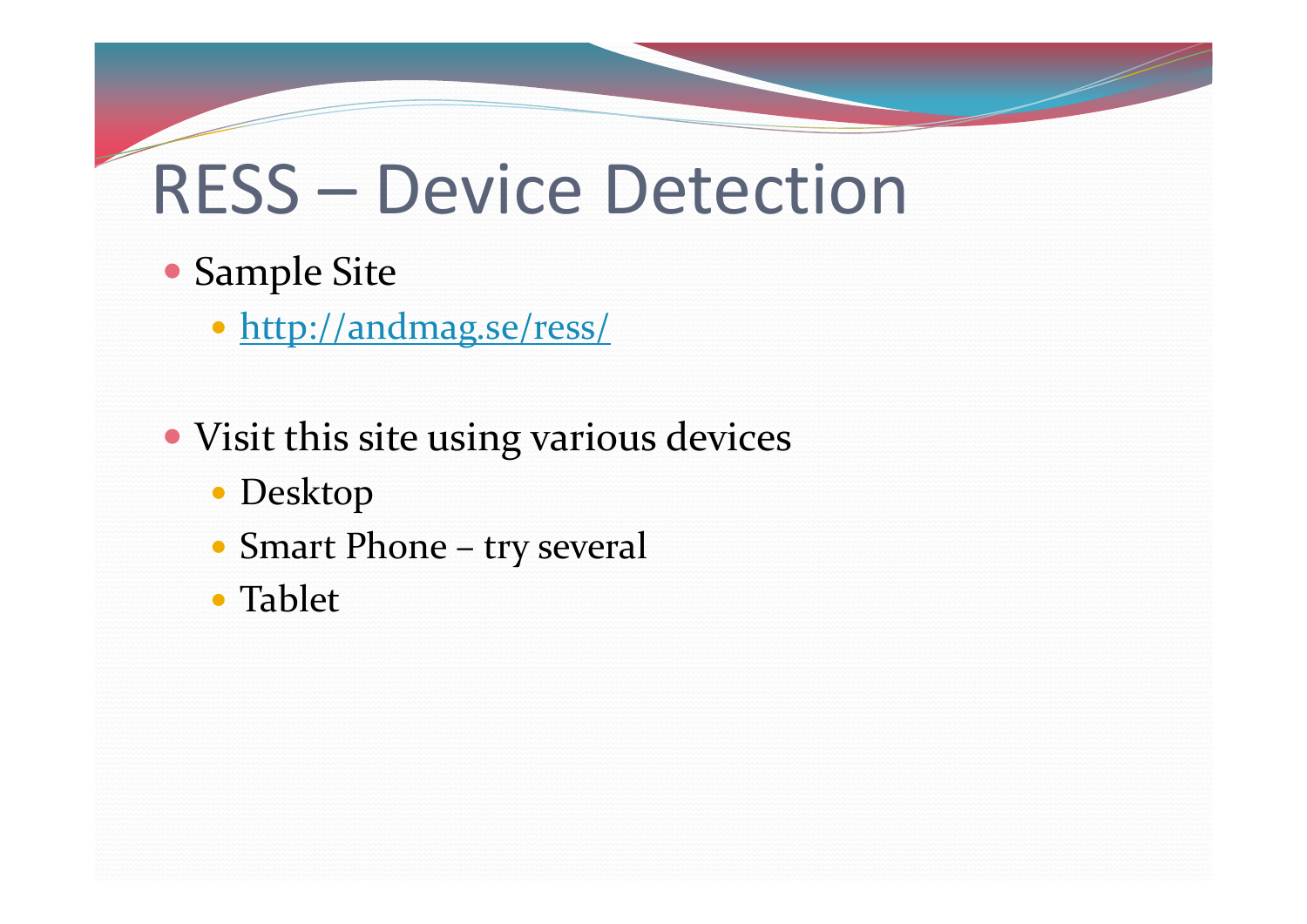# RESS – Device Detection

- Sample Site
  - [http://andmag.se/ress/](http://andmag.se/ress/)

- Visit this site using various devices
  - Desktop
  - Smart Phone – try several
  - Tablet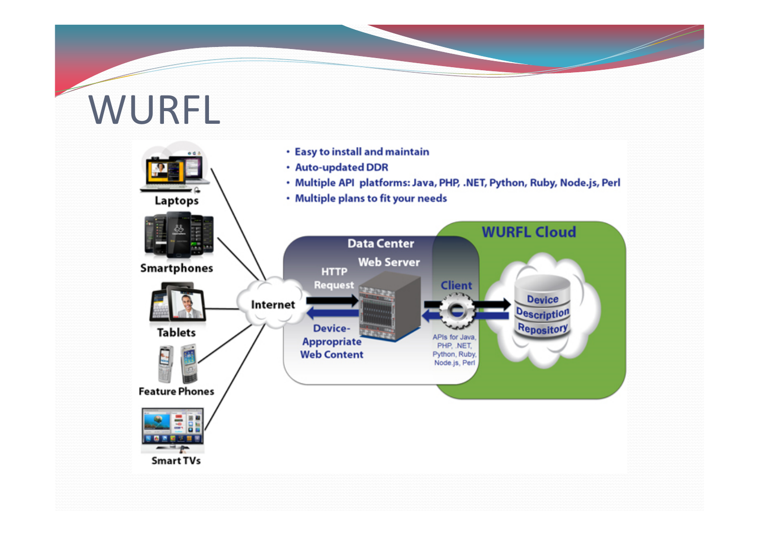# WURFL

- Easy to install and maintain
- Auto-updated DDR
- Multiple API platforms: Java, PHP, .NET, Python, Ruby, Node.js, Perl
- Multiple plans to fit your needs

Laptops

Smartphones

Tablets

Feature Phones

Smart TVs

Internet

Data Center

Web Server

HTTP Request

Device-Appropriate Web Content

Client

APIs for Java, PHP, .NET, Python, Ruby, Node.js, Perl

WURFL Cloud

Device Description Repository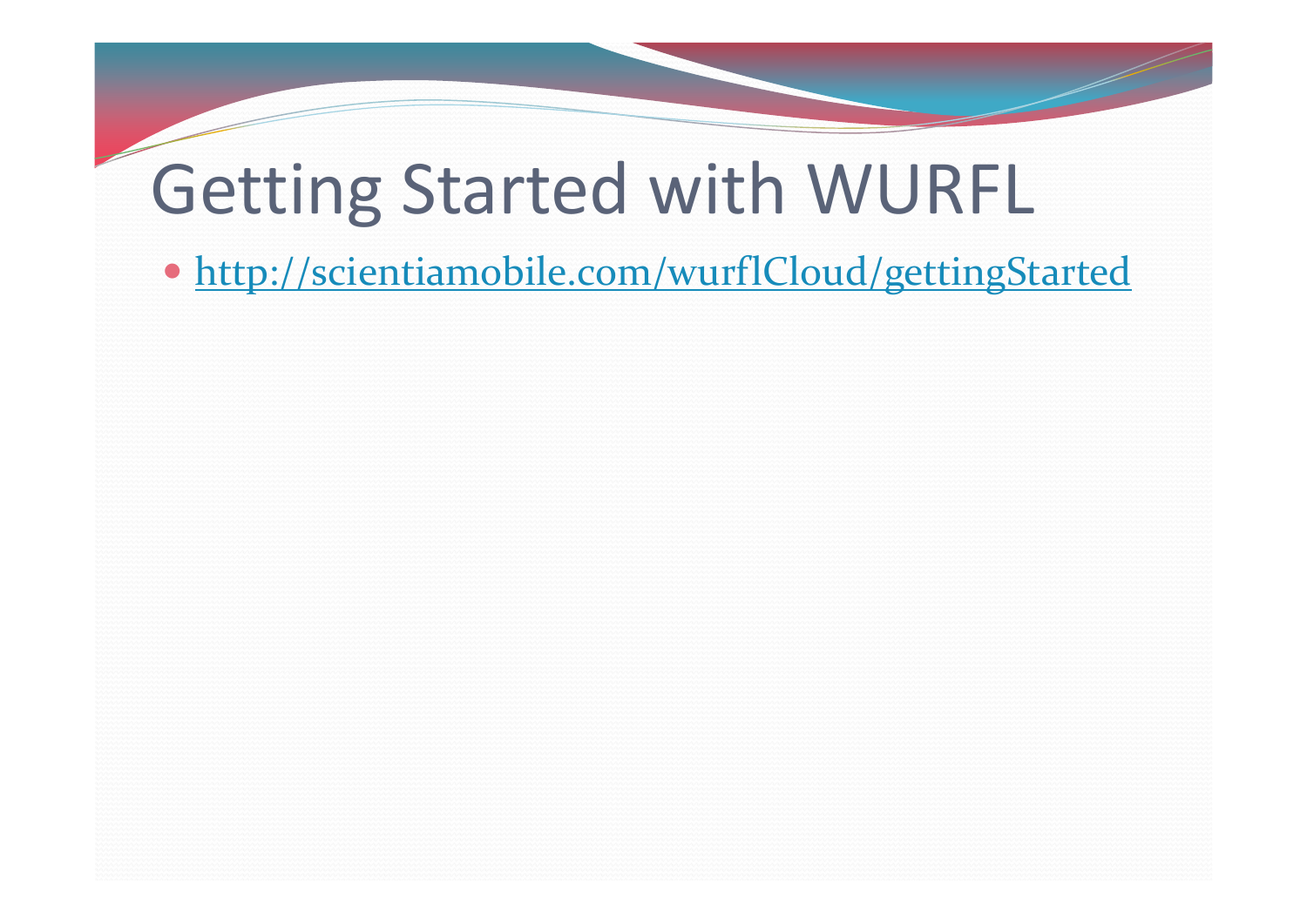# Getting Started with WURFL

- http://scientiamobile.com/wurflCloud/gettingStarted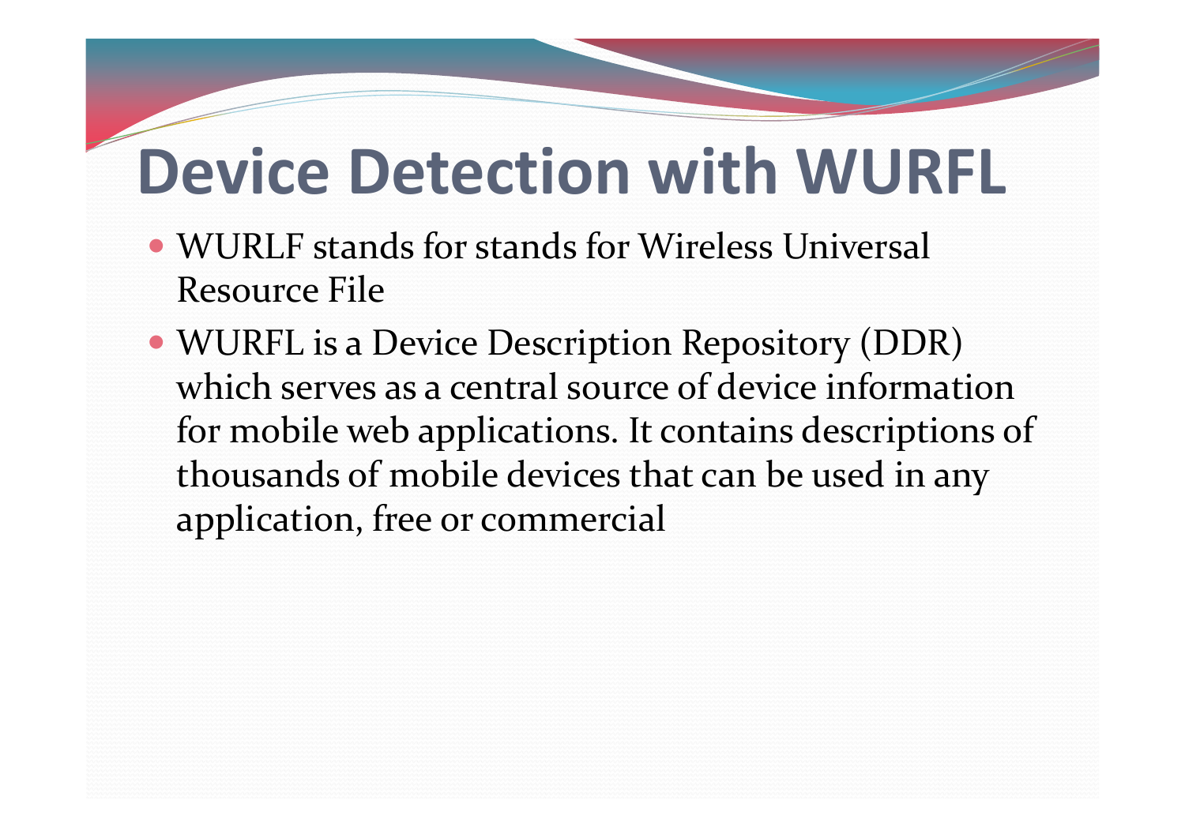# Device Detection with WURFL

- WURLF stands for stands for Wireless Universal Resource File
- WURFL is a Device Description Repository (DDR) which serves as a central source of device information for mobile web applications. It contains descriptions of thousands of mobile devices that can be used in any application, free or commercial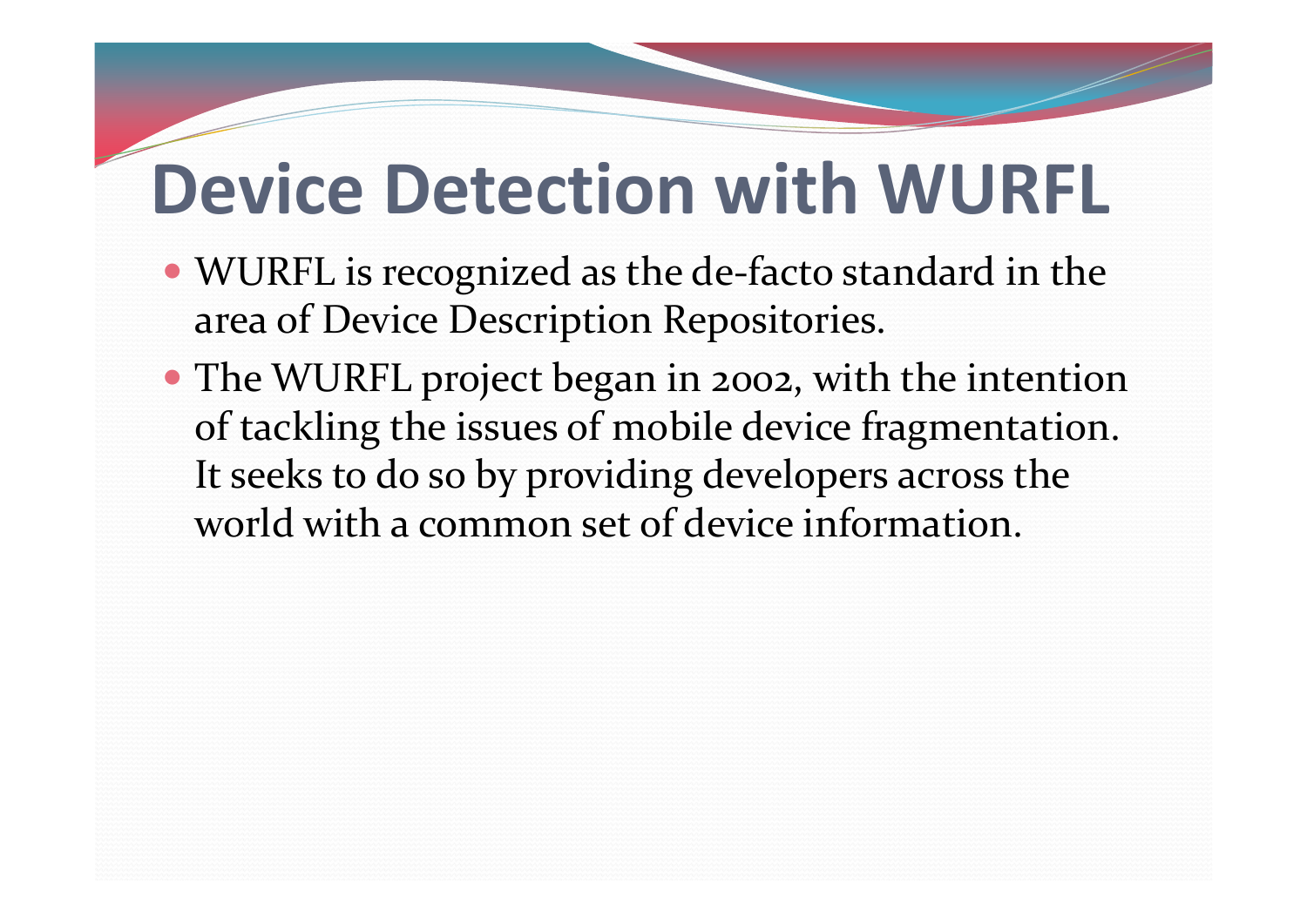# Device Detection with WURFL

- WURFL is recognized as the de-facto standard in the area of Device Description Repositories.
- The WURFL project began in 2002, with the intention of tackling the issues of mobile device fragmentation. It seeks to do so by providing developers across the world with a common set of device information.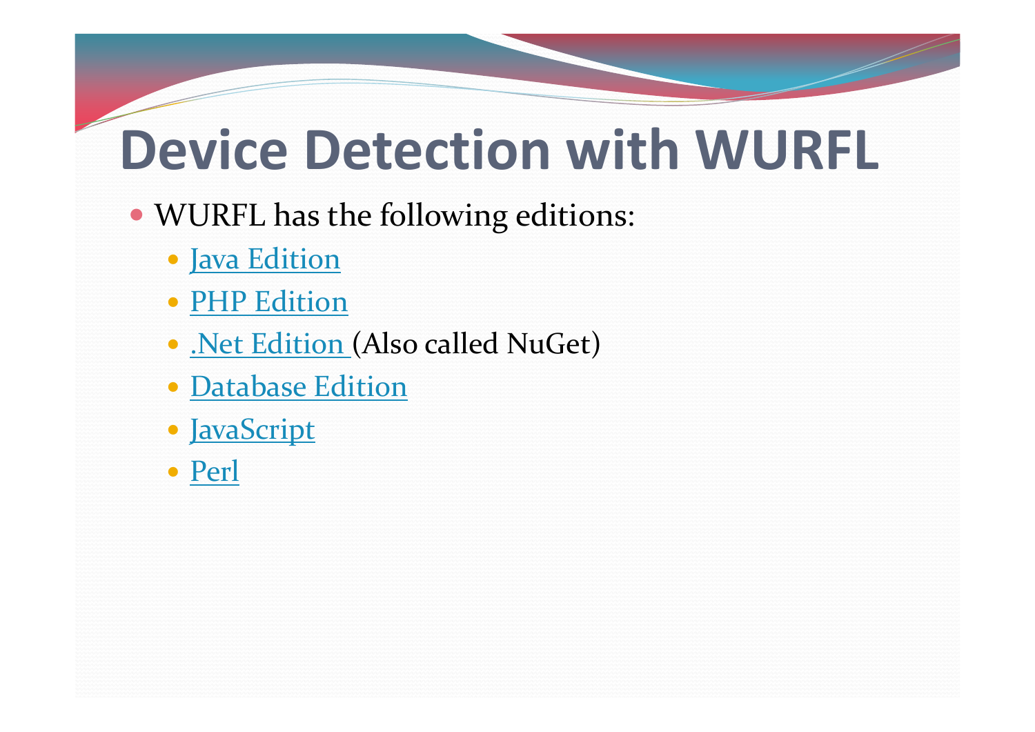# Device Detection with WURFL

- WURFL has the following editions:
  - Java Edition
  - PHP Edition
  - .Net Edition (Also called NuGet)
  - Database Edition
  - JavaScript
  - Perl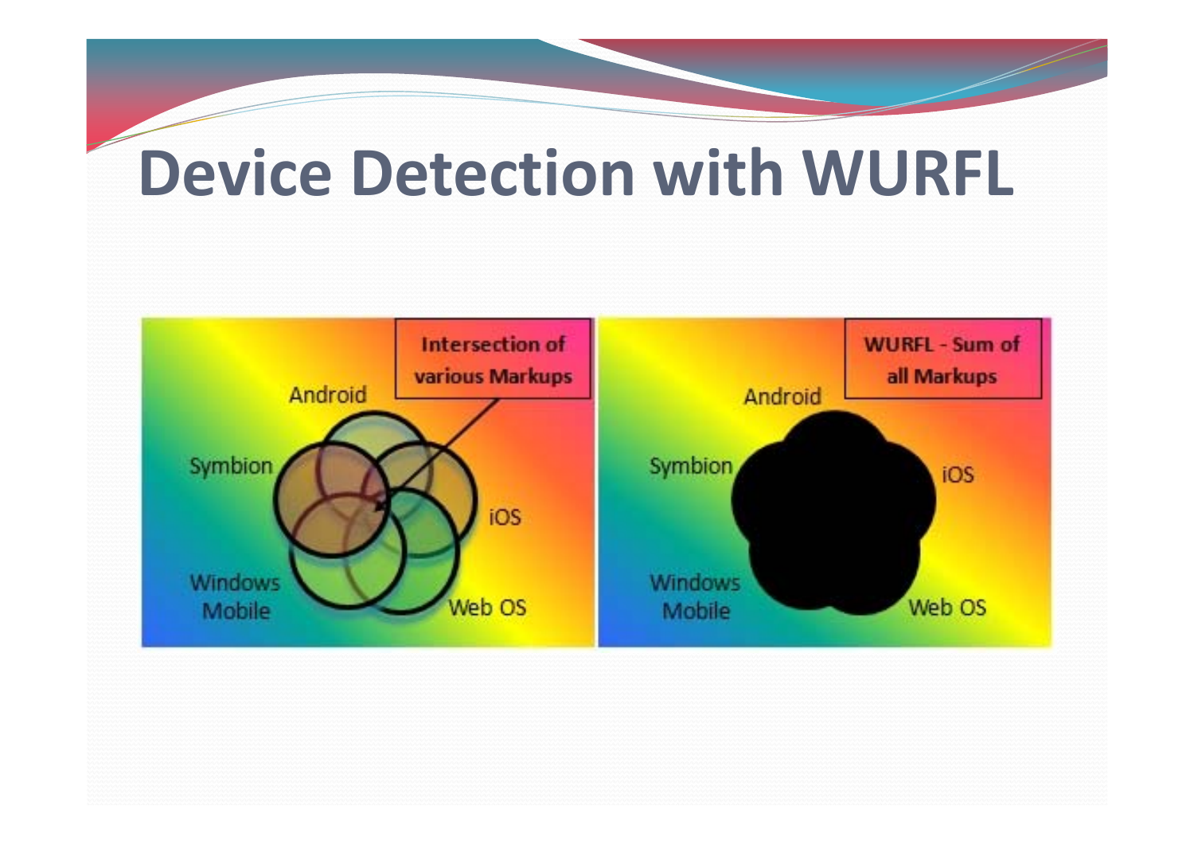# Device Detection with WURFL

Intersection of various Markups

Android

Symbion

iOS

Windows Mobile

Web OS

WURFL - Sum of all Markups

Android

Symbion

iOS

Windows Mobile

Web OS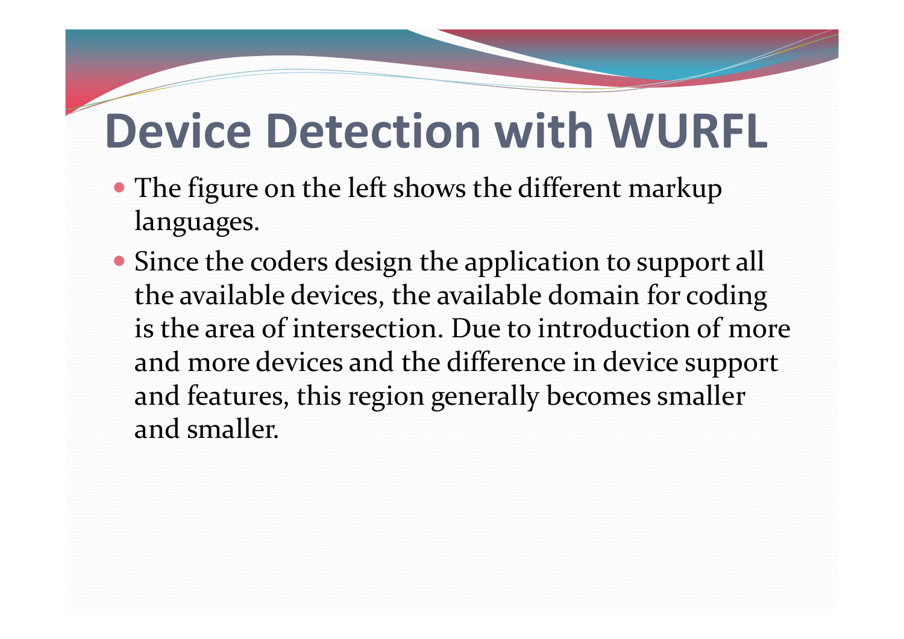# Device Detection with WURFL

- The figure on the left shows the different markup languages.
- Since the coders design the application to support all the available devices, the available domain for coding is the area of intersection. Due to introduction of more and more devices and the difference in device support and features, this region generally becomes smaller and smaller.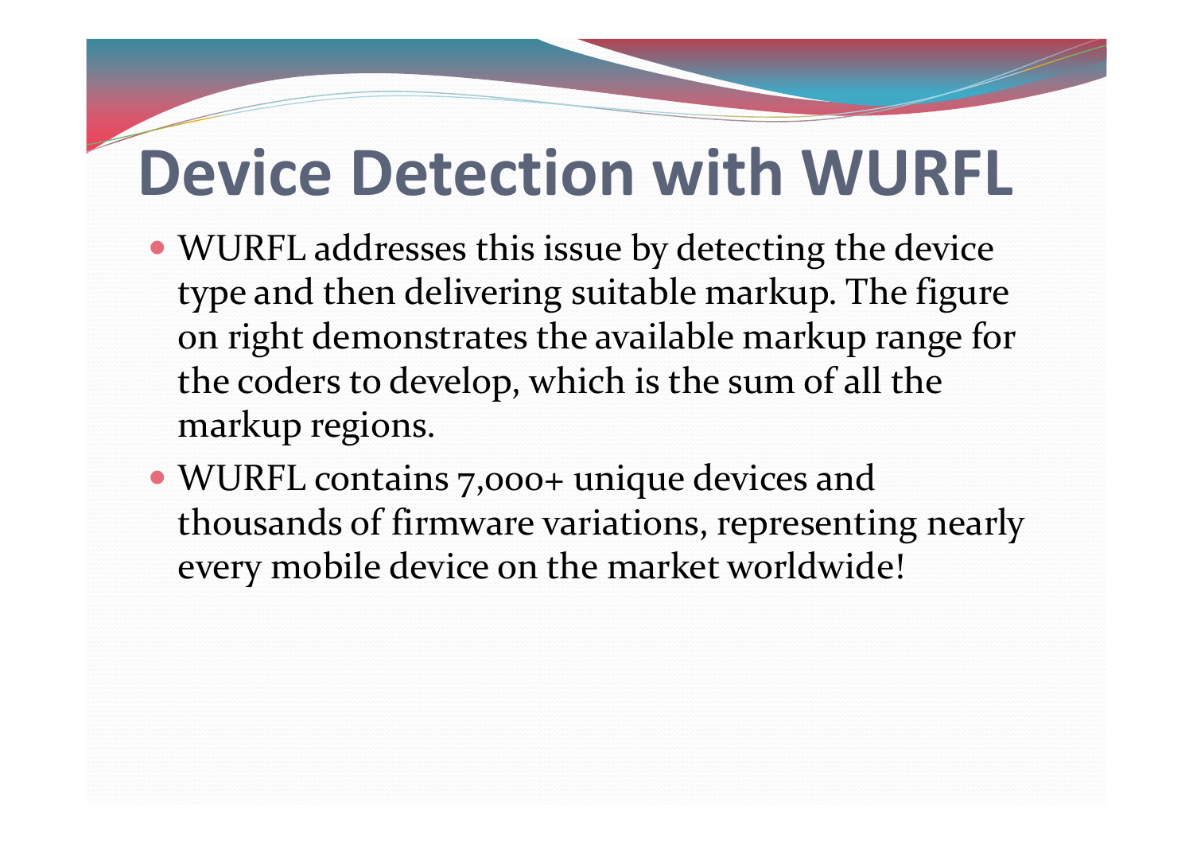# Device Detection with WURFL

- WURFL addresses this issue by detecting the device type and then delivering suitable markup. The figure on right demonstrates the available markup range for the coders to develop, which is the sum of all the markup regions.
- WURFL contains 7,000+ unique devices and thousands of firmware variations, representing nearly every mobile device on the market worldwide!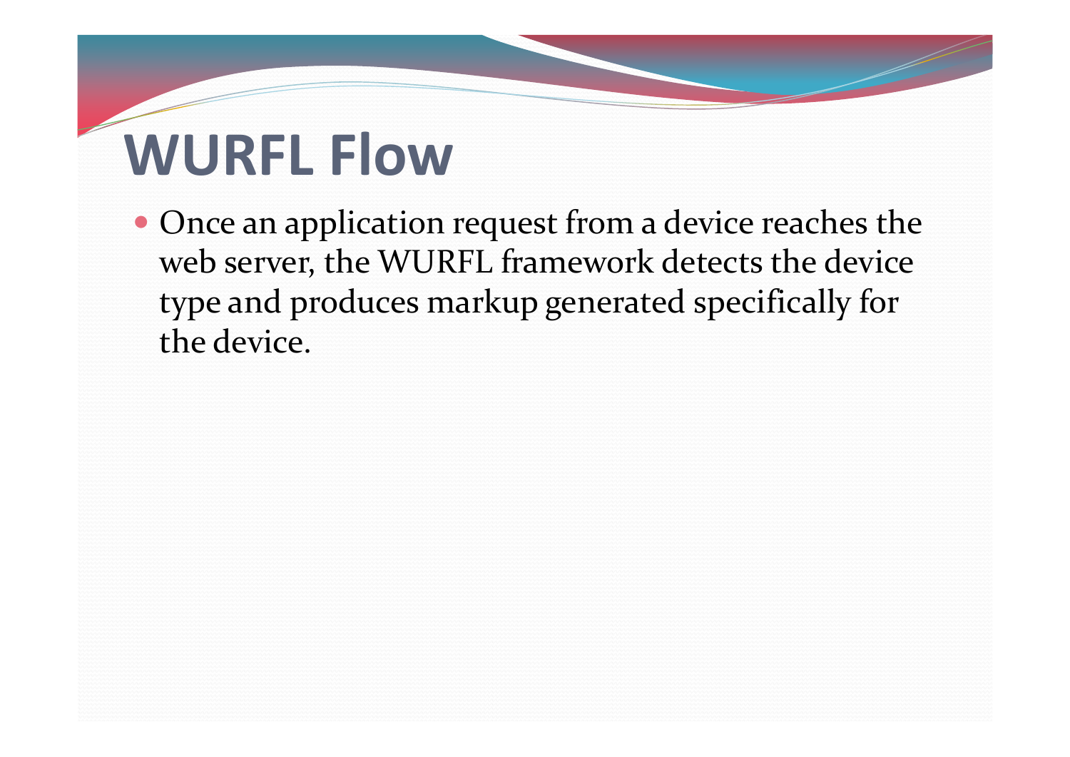# WURFL Flow

- Once an application request from a device reaches the web server, the WURFL framework detects the device type and produces markup generated specifically for the device.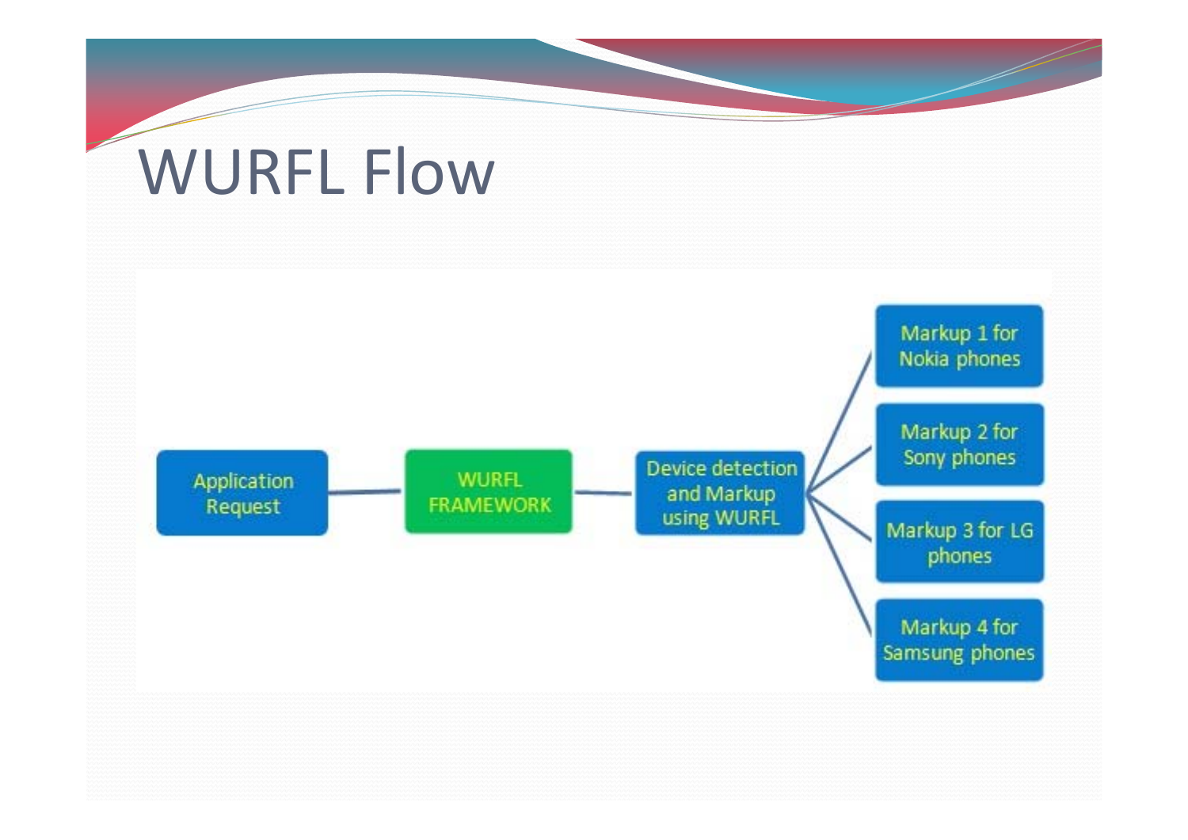# WURFL Flow

Application Request → WURFL FRAMEWORK → Device detection and Markup using WURFL

- Markup 1 for Nokia phones
- Markup 2 for Sony phones
- Markup 3 for LG phones
- Markup 4 for Samsung phones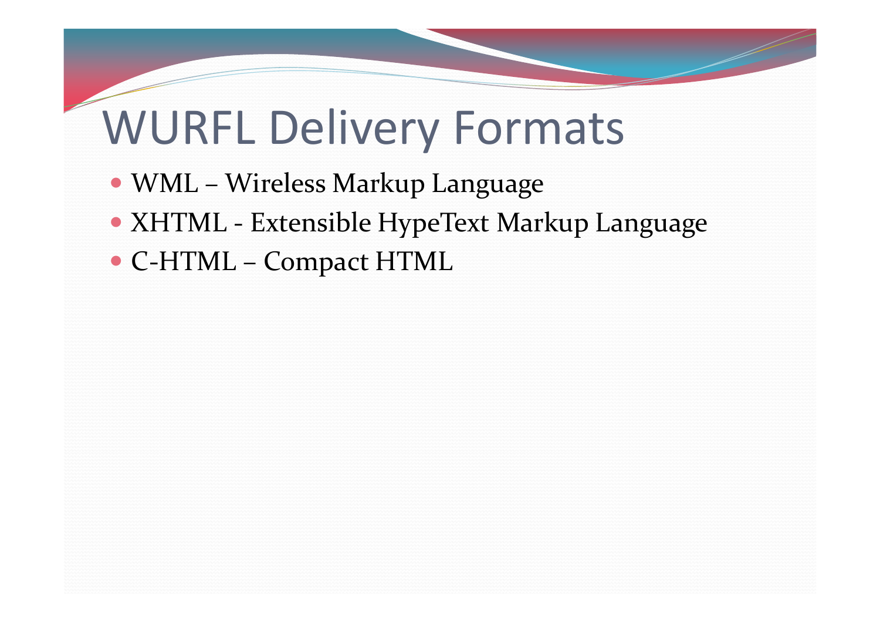# WURFL Delivery Formats

- WML – Wireless Markup Language
- XHTML - Extensible HypeText Markup Language
- C-HTML – Compact HTML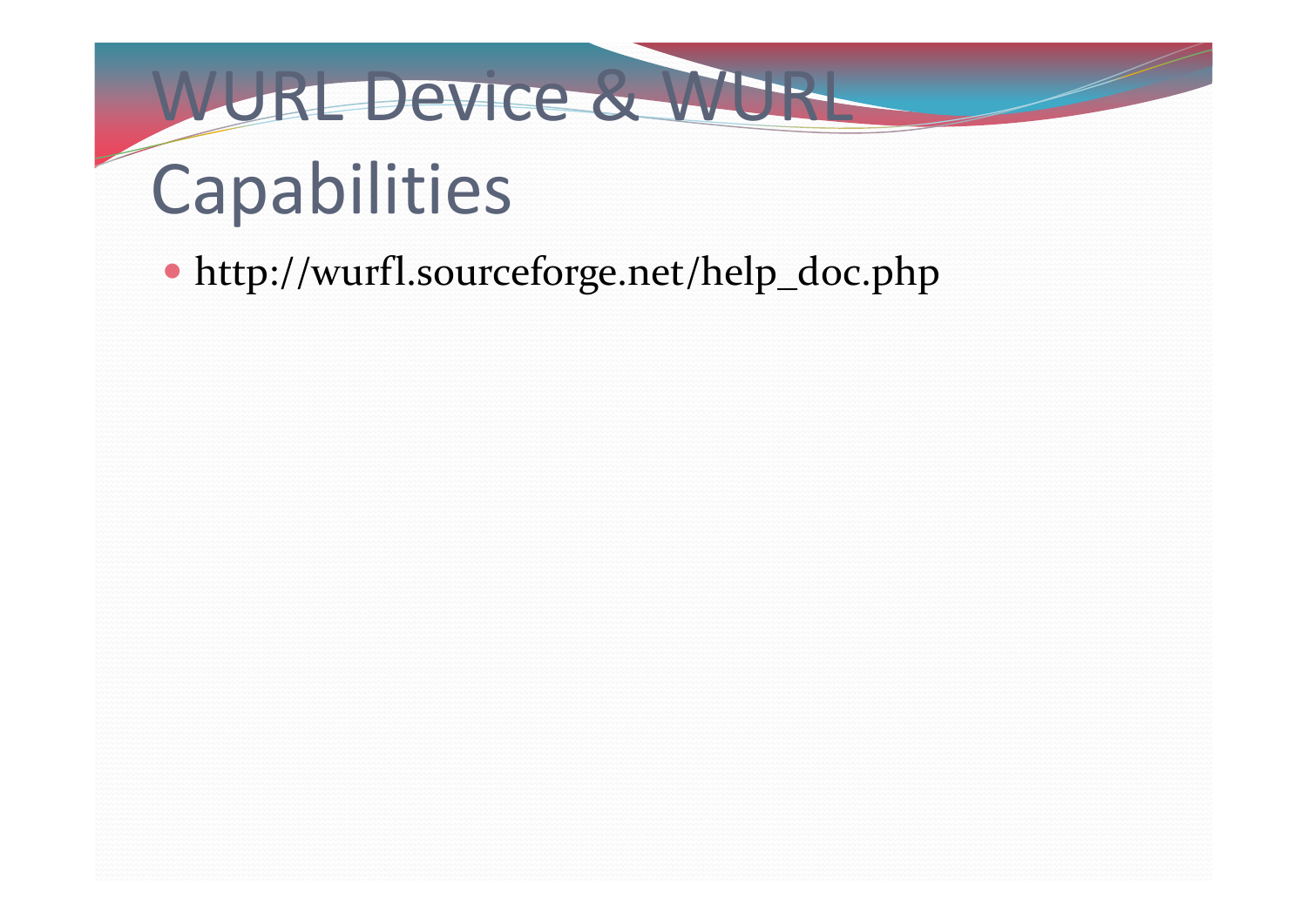# WURL Device & WURL Capabilities

- http://wurfl.sourceforge.net/help_doc.php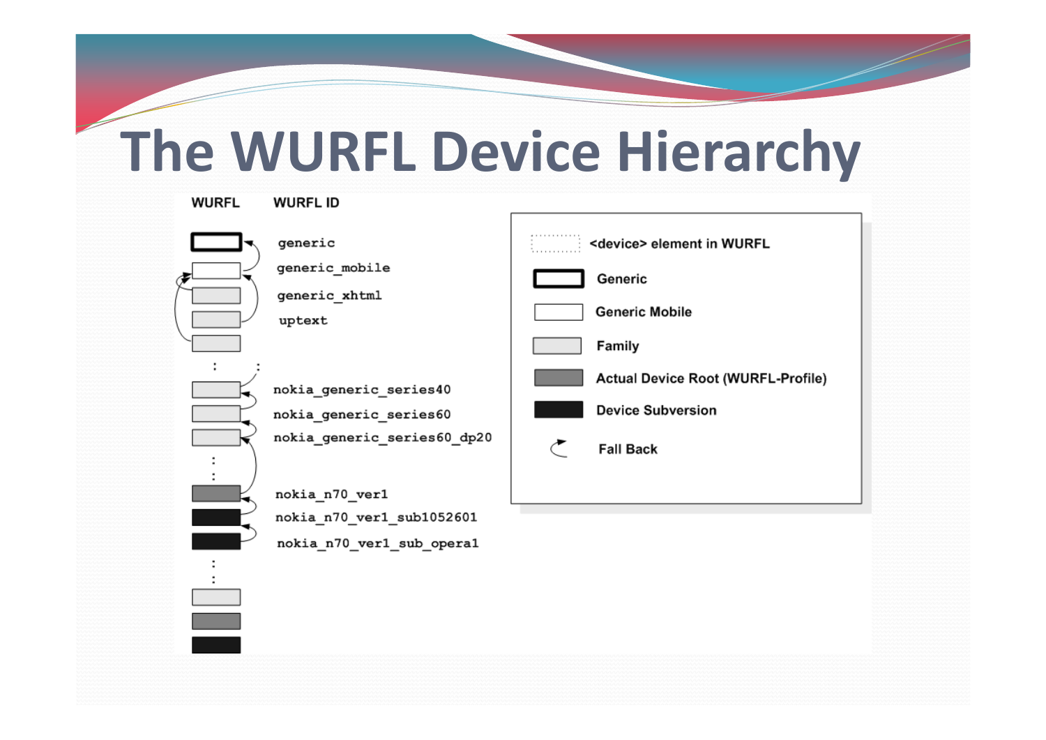# The WURFL Device Hierarchy

| WURFL | WURFL ID |
|---|---|
| | generic |
| | generic_mobile |
| | generic_xhtml |
| | uptext |
| : | : |
| | nokia_generic_series40 |
| | nokia_generic_series60 |
| | nokia_generic_series60_dp20 |
| : | |
| | nokia_n70_ver1 |
| | nokia_n70_ver1_sub1052601 |
| | nokia_n70_ver1_sub_opera1 |
| : | |

- <device> element in WURFL
- Generic
- Generic Mobile
- Family
- Actual Device Root (WURFL-Profile)
- Device Subversion
- Fall Back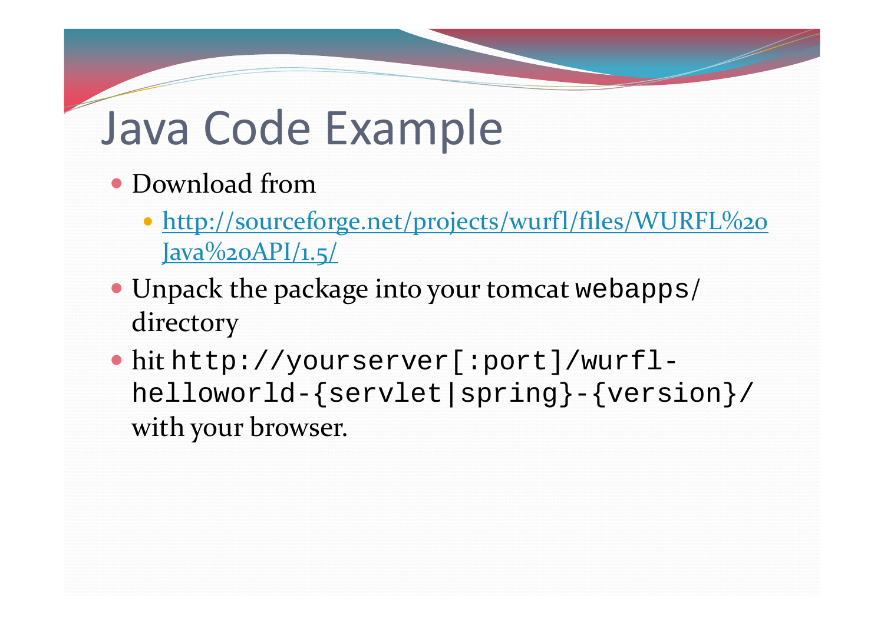# Java Code Example

- Download from
  - [http://sourceforge.net/projects/wurfl/files/WURFL%20Java%20API/1.5/](http://sourceforge.net/projects/wurfl/files/WURFL%20Java%20API/1.5/)
- Unpack the package into your tomcat `webapps/` directory
- hit `http://yourserver[:port]/wurfl-helloworld-{servlet|spring}-{version}/` with your browser.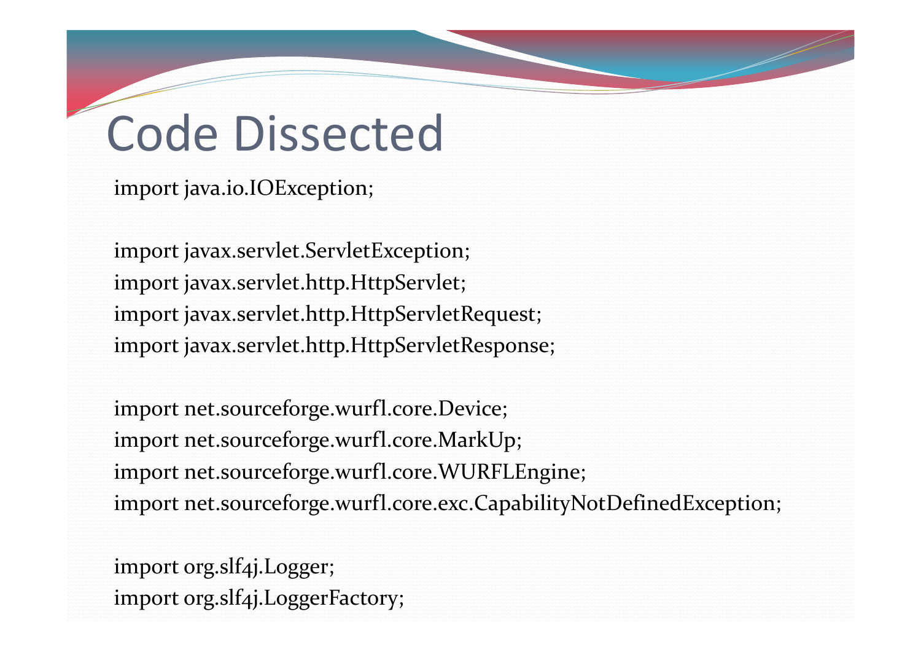# Code Dissected

```
import java.io.IOException;

import javax.servlet.ServletException;
import javax.servlet.http.HttpServlet;
import javax.servlet.http.HttpServletRequest;
import javax.servlet.http.HttpServletResponse;

import net.sourceforge.wurfl.core.Device;
import net.sourceforge.wurfl.core.MarkUp;
import net.sourceforge.wurfl.core.WURFLEngine;
import net.sourceforge.wurfl.core.exc.CapabilityNotDefinedException;

import org.slf4j.Logger;
import org.slf4j.LoggerFactory;
```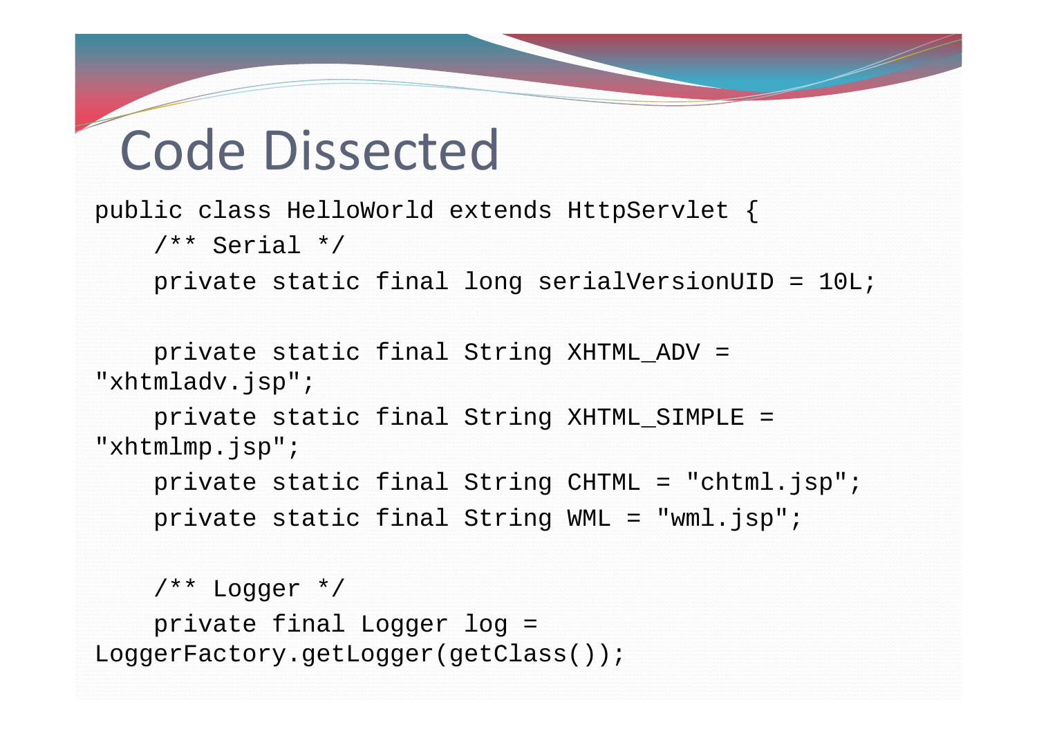# Code Dissected

```
public class HelloWorld extends HttpServlet {
    /** Serial */
    private static final long serialVersionUID = 10L;

    private static final String XHTML_ADV =
"xhtmladv.jsp";
    private static final String XHTML_SIMPLE =
"xhtmlmp.jsp";
    private static final String CHTML = "chtml.jsp";
    private static final String WML = "wml.jsp";

    /** Logger */
    private final Logger log =
LoggerFactory.getLogger(getClass());
```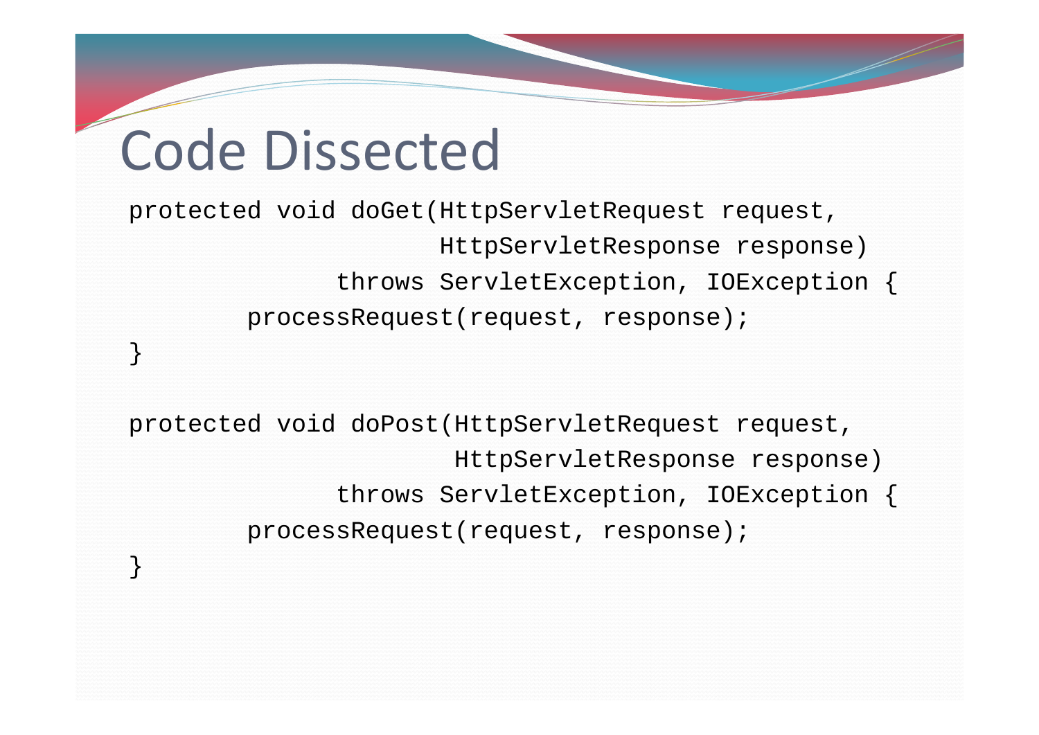# Code Dissected

```
protected void doGet(HttpServletRequest request,
                     HttpServletResponse response)
              throws ServletException, IOException {
        processRequest(request, response);
}

protected void doPost(HttpServletRequest request,
                      HttpServletResponse response)
              throws ServletException, IOException {
        processRequest(request, response);
}
```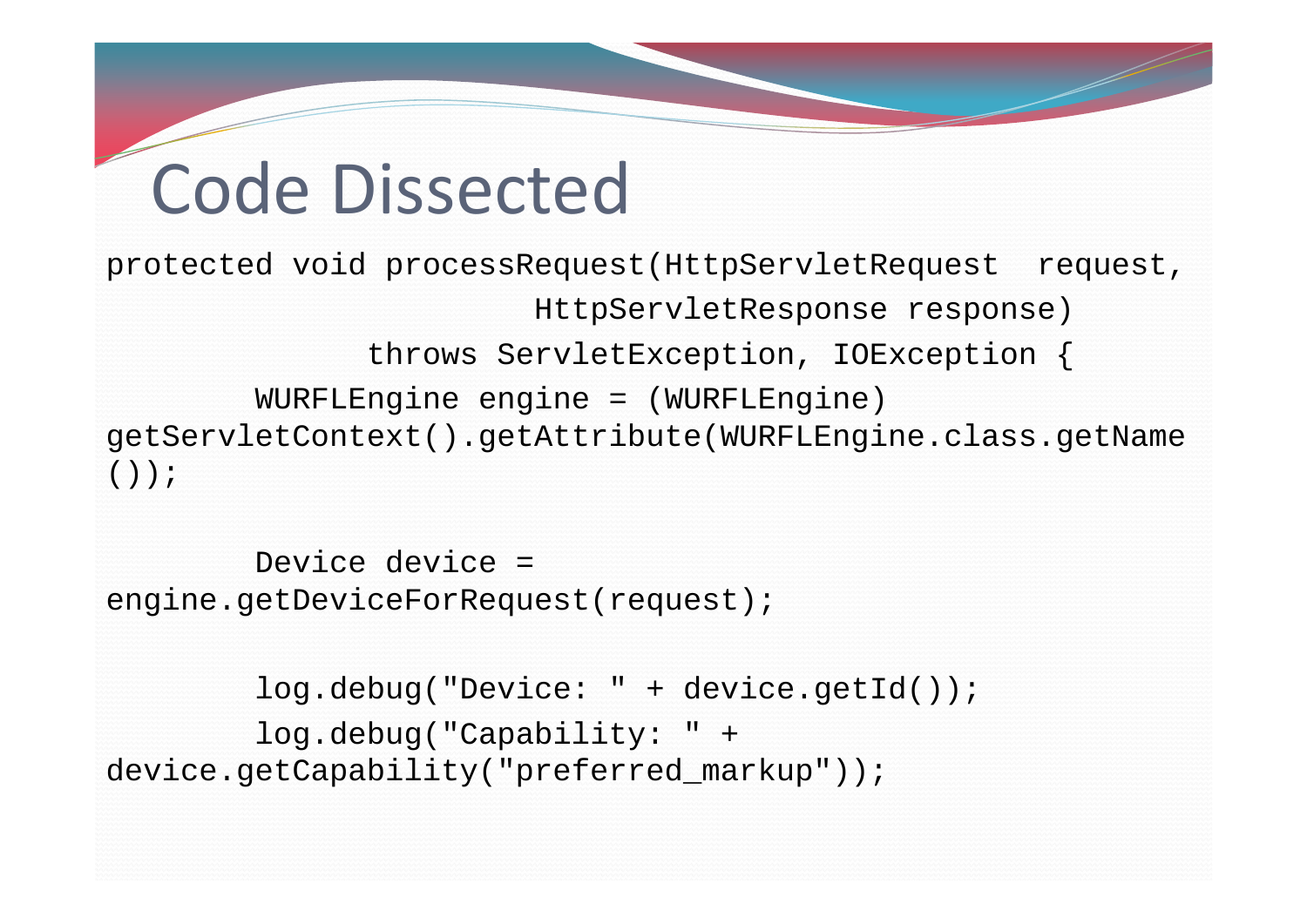# Code Dissected

```
protected void processRequest(HttpServletRequest  request,
                        HttpServletResponse response)
              throws ServletException, IOException {
        WURFLEngine engine = (WURFLEngine)
getServletContext().getAttribute(WURFLEngine.class.getName
());

        Device device =
engine.getDeviceForRequest(request);

        log.debug("Device: " + device.getId());
        log.debug("Capability: " +
device.getCapability("preferred_markup"));
```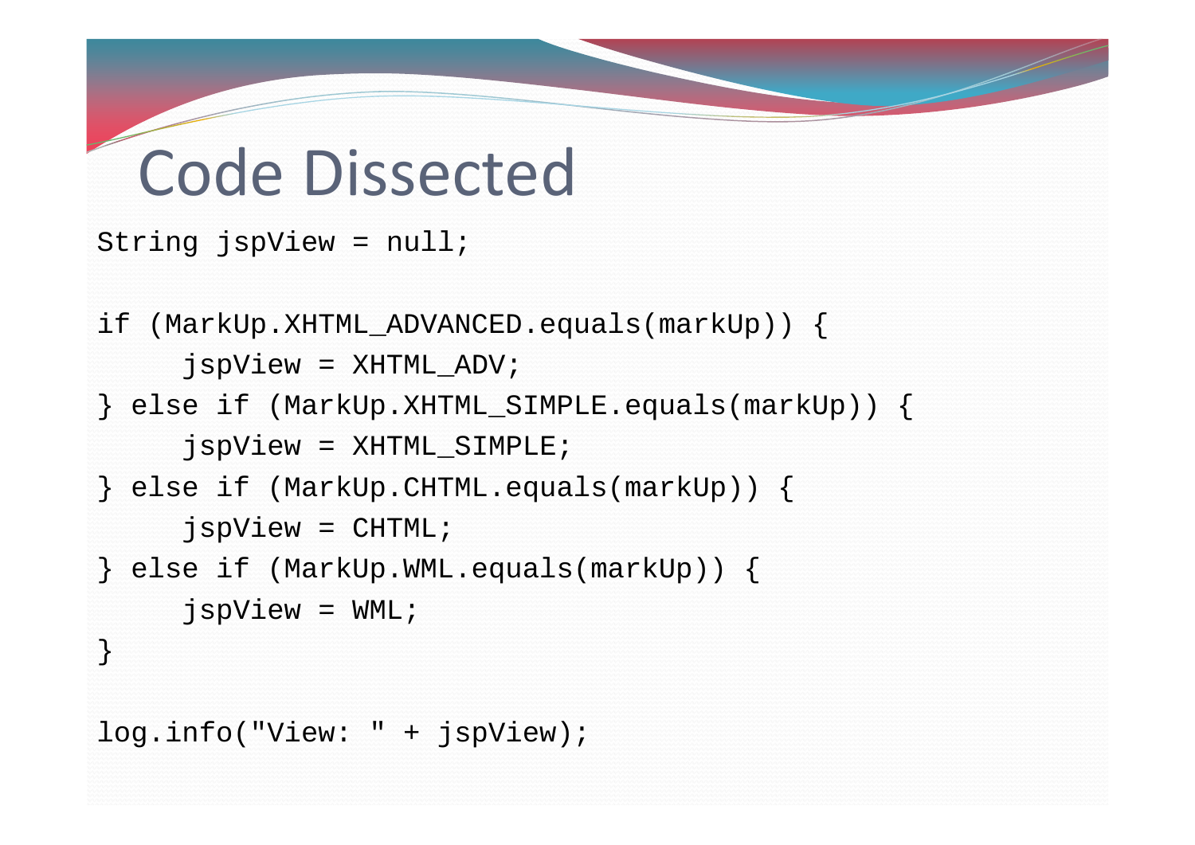# Code Dissected

```
String jspView = null;

if (MarkUp.XHTML_ADVANCED.equals(markUp)) {
     jspView = XHTML_ADV;
} else if (MarkUp.XHTML_SIMPLE.equals(markUp)) {
     jspView = XHTML_SIMPLE;
} else if (MarkUp.CHTML.equals(markUp)) {
     jspView = CHTML;
} else if (MarkUp.WML.equals(markUp)) {
     jspView = WML;
}

log.info("View: " + jspView);
```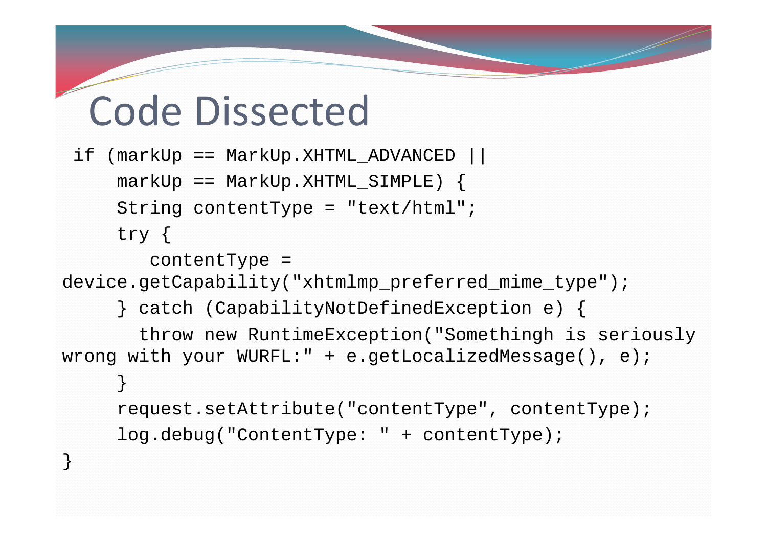# Code Dissected

```
if (markUp == MarkUp.XHTML_ADVANCED ||
    markUp == MarkUp.XHTML_SIMPLE) {
    String contentType = "text/html";
    try {
        contentType =
device.getCapability("xhtmlmp_preferred_mime_type");
    } catch (CapabilityNotDefinedException e) {
        throw new RuntimeException("Somethingh is seriously
wrong with your WURFL:" + e.getLocalizedMessage(), e);
    }
    request.setAttribute("contentType", contentType);
    log.debug("ContentType: " + contentType);
}
```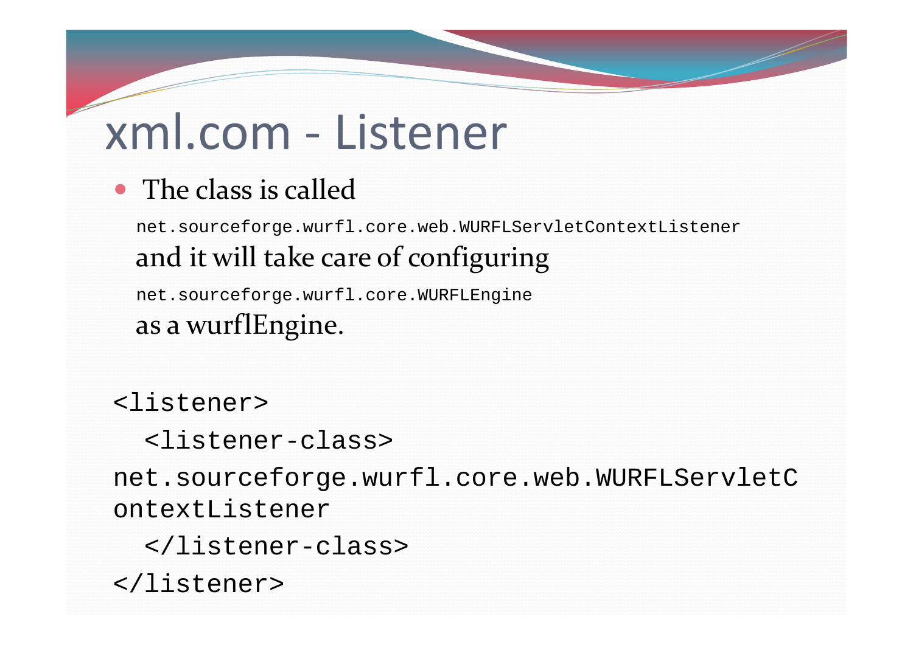# xml.com - Listener

- The class is called

  `net.sourceforge.wurfl.core.web.WURFLServletContextListener`

  and it will take care of configuring

  `net.sourceforge.wurfl.core.WURFLEngine`

  as a wurflEngine.

```
<listener>
  <listener-class>
net.sourceforge.wurfl.core.web.WURFLServletC
ontextListener
  </listener-class>
</listener>
```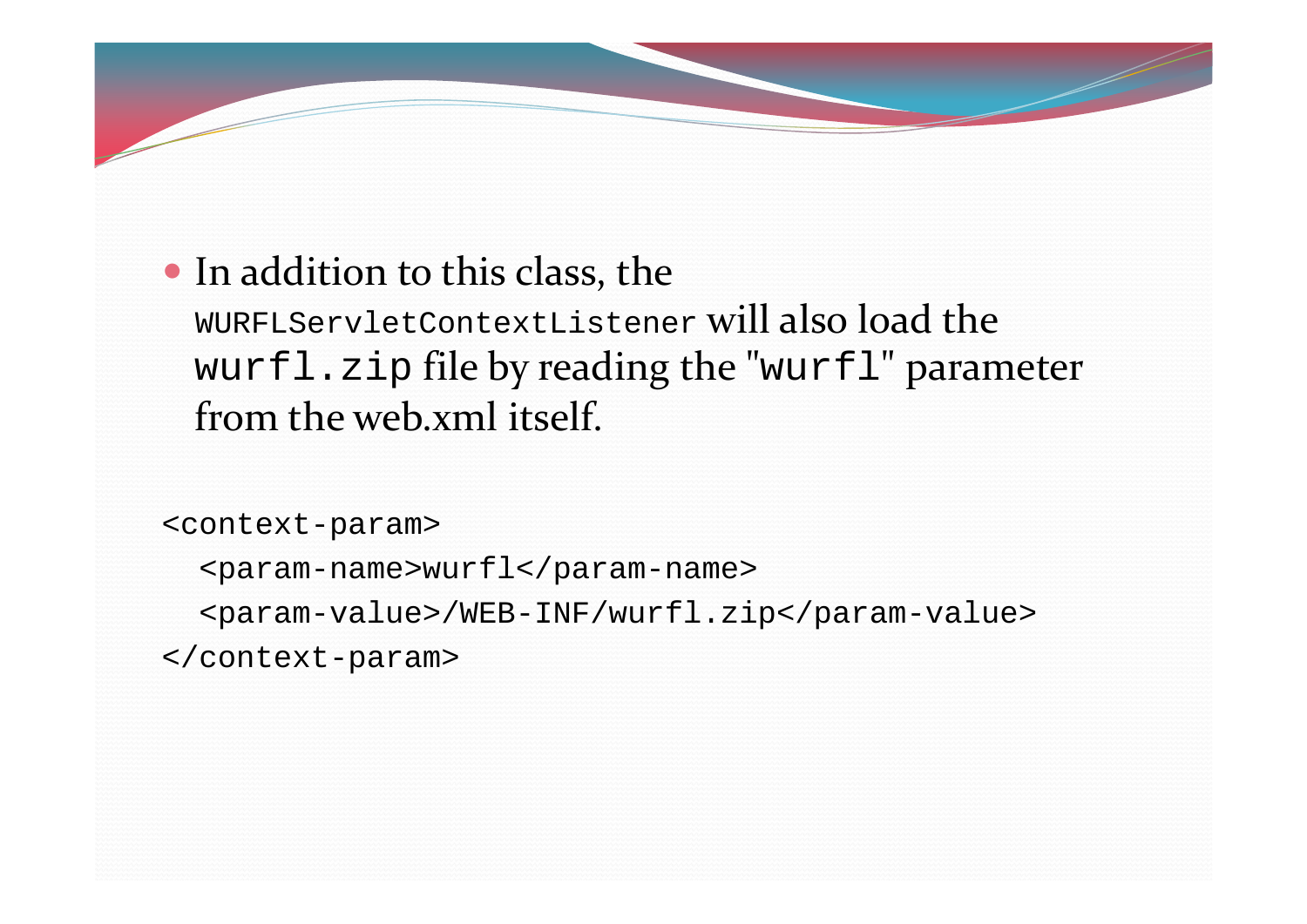- In addition to this class, the `WURFLServletContextListener` will also load the `wurfl.zip` file by reading the "`wurfl`" parameter from the web.xml itself.

```
<context-param>
  <param-name>wurfl</param-name>
  <param-value>/WEB-INF/wurfl.zip</param-value>
</context-param>
```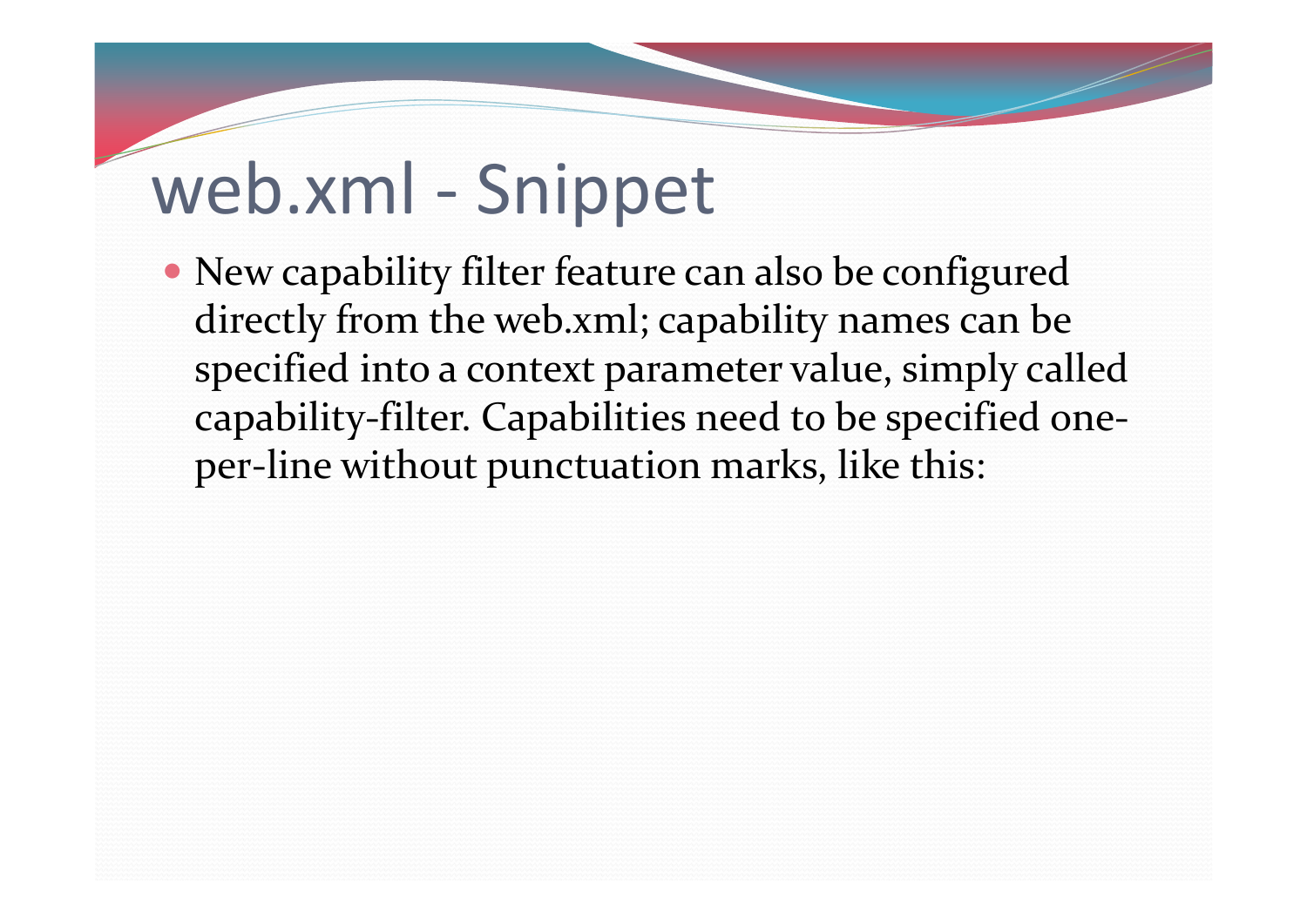# web.xml - Snippet

- New capability filter feature can also be configured directly from the web.xml; capability names can be specified into a context parameter value, simply called capability-filter. Capabilities need to be specified one-per-line without punctuation marks, like this: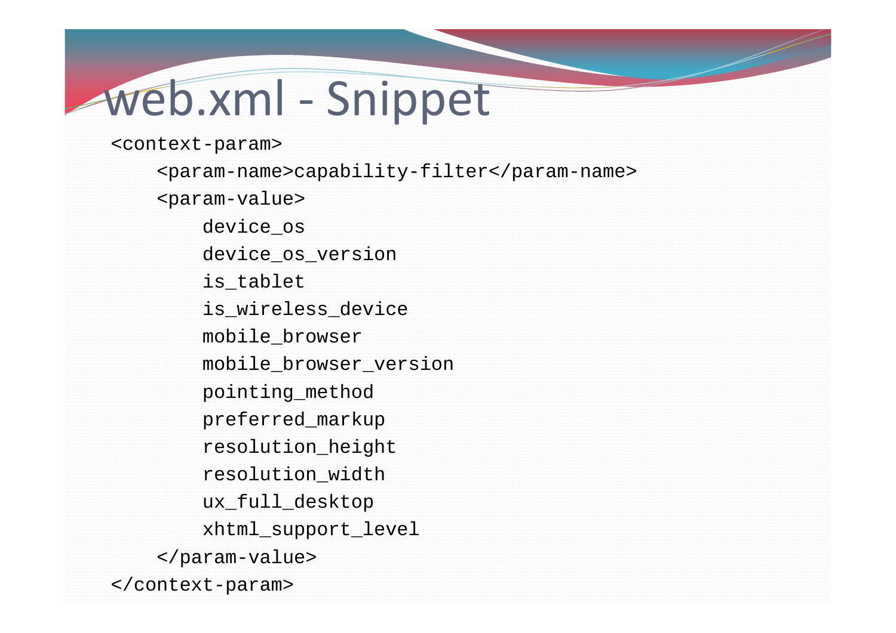# web.xml - Snippet

```xml
<context-param>
    <param-name>capability-filter</param-name>
    <param-value>
        device_os
        device_os_version
        is_tablet
        is_wireless_device
        mobile_browser
        mobile_browser_version
        pointing_method
        preferred_markup
        resolution_height
        resolution_width
        ux_full_desktop
        xhtml_support_level
    </param-value>
</context-param>
```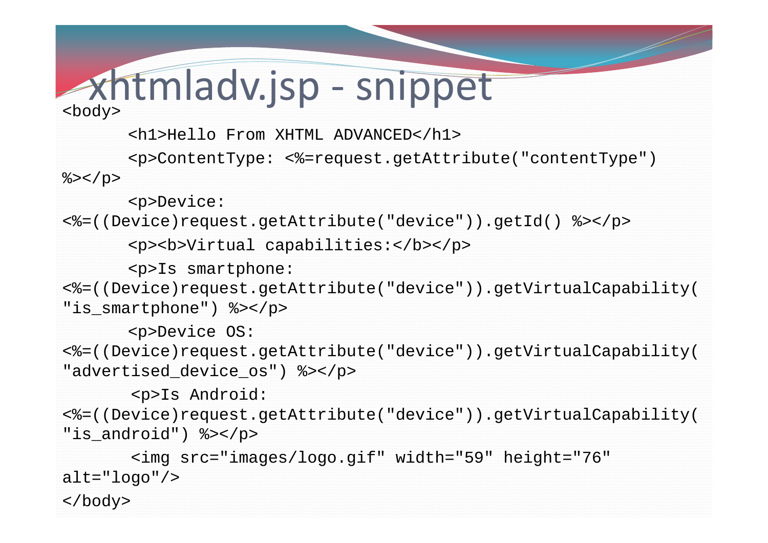# xhtmladv.jsp - snippet

```
<body>
       <h1>Hello From XHTML ADVANCED</h1>
       <p>ContentType: <%=request.getAttribute("contentType")
%></p>
       <p>Device:
<%=((Device)request.getAttribute("device")).getId() %></p>
       <p><b>Virtual capabilities:</b></p>
       <p>Is smartphone:
<%=((Device)request.getAttribute("device")).getVirtualCapability(
"is_smartphone") %></p>
       <p>Device OS:
<%=((Device)request.getAttribute("device")).getVirtualCapability(
"advertised_device_os") %></p>
        <p>Is Android:
<%=((Device)request.getAttribute("device")).getVirtualCapability(
"is_android") %></p>
        <img src="images/logo.gif" width="59" height="76"
alt="logo"/>
</body>
```